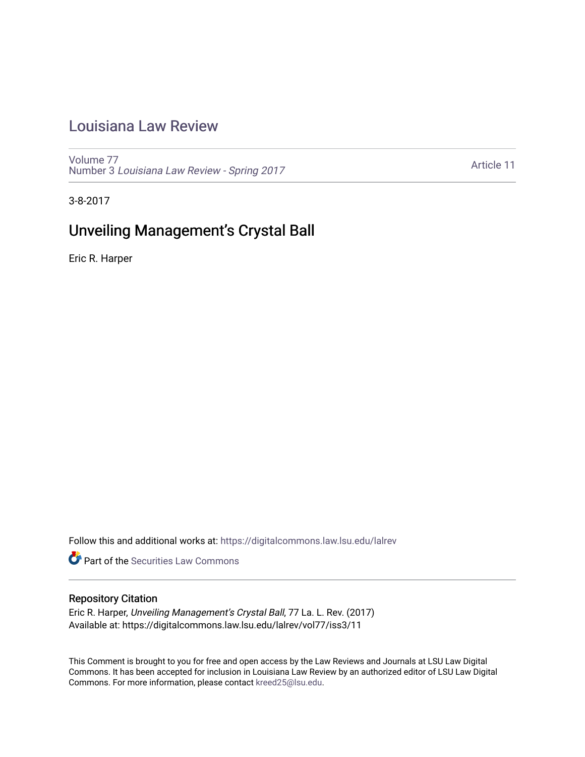# Louisiana Law Review

Volume 77
Number 3 *Louisiana Law Review - Spring 2017*

Article 11

3-8-2017

## Unveiling Management's Crystal Ball

Eric R. Harper

Follow this and additional works at: https://digitalcommons.law.lsu.edu/lalrev

Part of the Securities Law Commons

### Repository Citation

Eric R. Harper, *Unveiling Management's Crystal Ball*, 77 La. L. Rev. (2017)
Available at: https://digitalcommons.law.lsu.edu/lalrev/vol77/iss3/11

This Comment is brought to you for free and open access by the Law Reviews and Journals at LSU Law Digital Commons. It has been accepted for inclusion in Louisiana Law Review by an authorized editor of LSU Law Digital Commons. For more information, please contact kreed25@lsu.edu.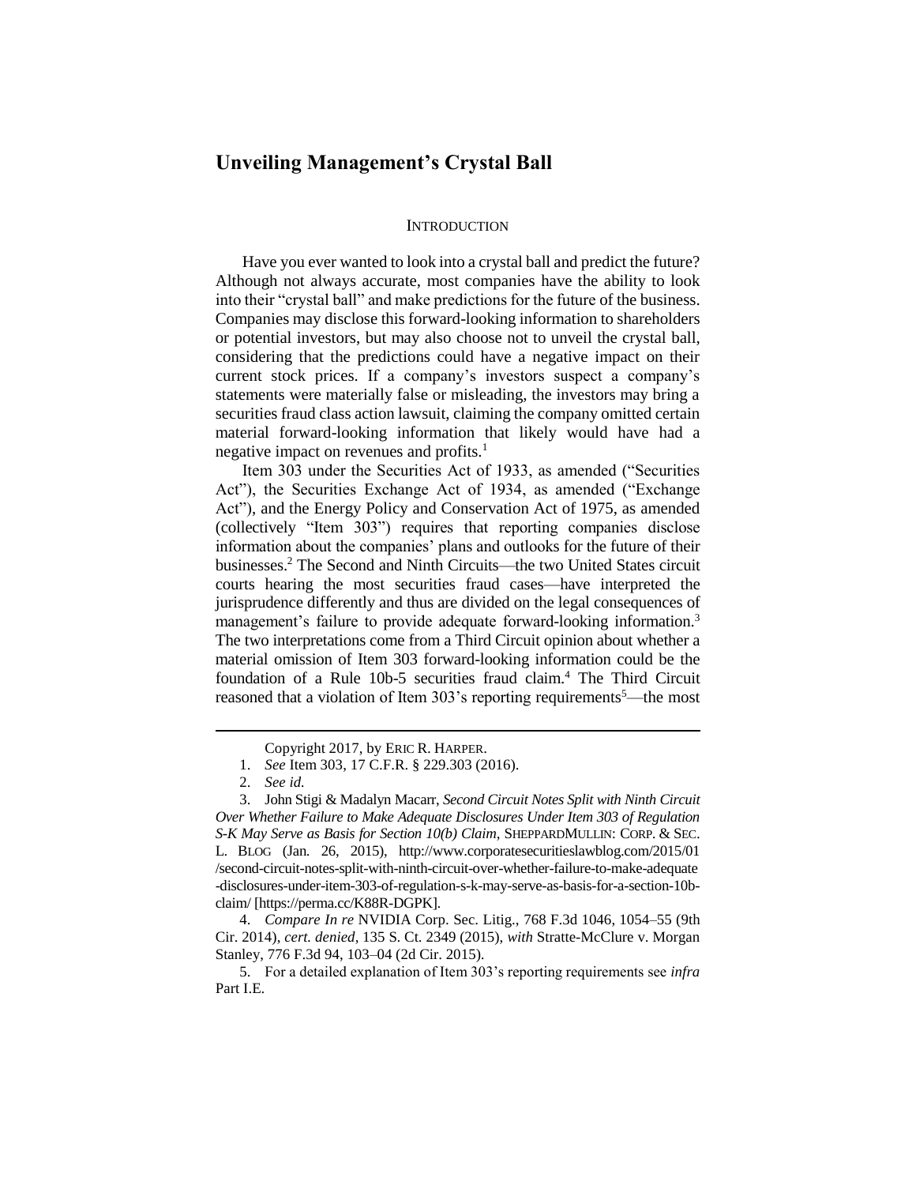# Unveiling Management's Crystal Ball

## INTRODUCTION

Have you ever wanted to look into a crystal ball and predict the future? Although not always accurate, most companies have the ability to look into their "crystal ball" and make predictions for the future of the business. Companies may disclose this forward-looking information to shareholders or potential investors, but may also choose not to unveil the crystal ball, considering that the predictions could have a negative impact on their current stock prices. If a company's investors suspect a company's statements were materially false or misleading, the investors may bring a securities fraud class action lawsuit, claiming the company omitted certain material forward-looking information that likely would have had a negative impact on revenues and profits.[1]

Item 303 under the Securities Act of 1933, as amended ("Securities Act"), the Securities Exchange Act of 1934, as amended ("Exchange Act"), and the Energy Policy and Conservation Act of 1975, as amended (collectively "Item 303") requires that reporting companies disclose information about the companies' plans and outlooks for the future of their businesses.[2] The Second and Ninth Circuits—the two United States circuit courts hearing the most securities fraud cases—have interpreted the jurisprudence differently and thus are divided on the legal consequences of management's failure to provide adequate forward-looking information.[3] The two interpretations come from a Third Circuit opinion about whether a material omission of Item 303 forward-looking information could be the foundation of a Rule 10b-5 securities fraud claim.[4] The Third Circuit reasoned that a violation of Item 303's reporting requirements[5]—the most

---

Copyright 2017, by ERIC R. HARPER.

1. *See* Item 303, 17 C.F.R. § 229.303 (2016).

2. *See id.*

3. John Stigi & Madalyn Macarr, *Second Circuit Notes Split with Ninth Circuit Over Whether Failure to Make Adequate Disclosures Under Item 303 of Regulation S-K May Serve as Basis for Section 10(b) Claim*, SHEPPARDMULLIN: CORP. & SEC. L. BLOG (Jan. 26, 2015), http://www.corporatesecuritieslawblog.com/2015/01/second-circuit-notes-split-with-ninth-circuit-over-whether-failure-to-make-adequate-disclosures-under-item-303-of-regulation-s-k-may-serve-as-basis-for-a-section-10b-claim/ [https://perma.cc/K88R-DGPK].

4. *Compare In re* NVIDIA Corp. Sec. Litig., 768 F.3d 1046, 1054–55 (9th Cir. 2014), *cert. denied*, 135 S. Ct. 2349 (2015), *with* Stratte-McClure v. Morgan Stanley, 776 F.3d 94, 103–04 (2d Cir. 2015).

5. For a detailed explanation of Item 303's reporting requirements see *infra* Part I.E.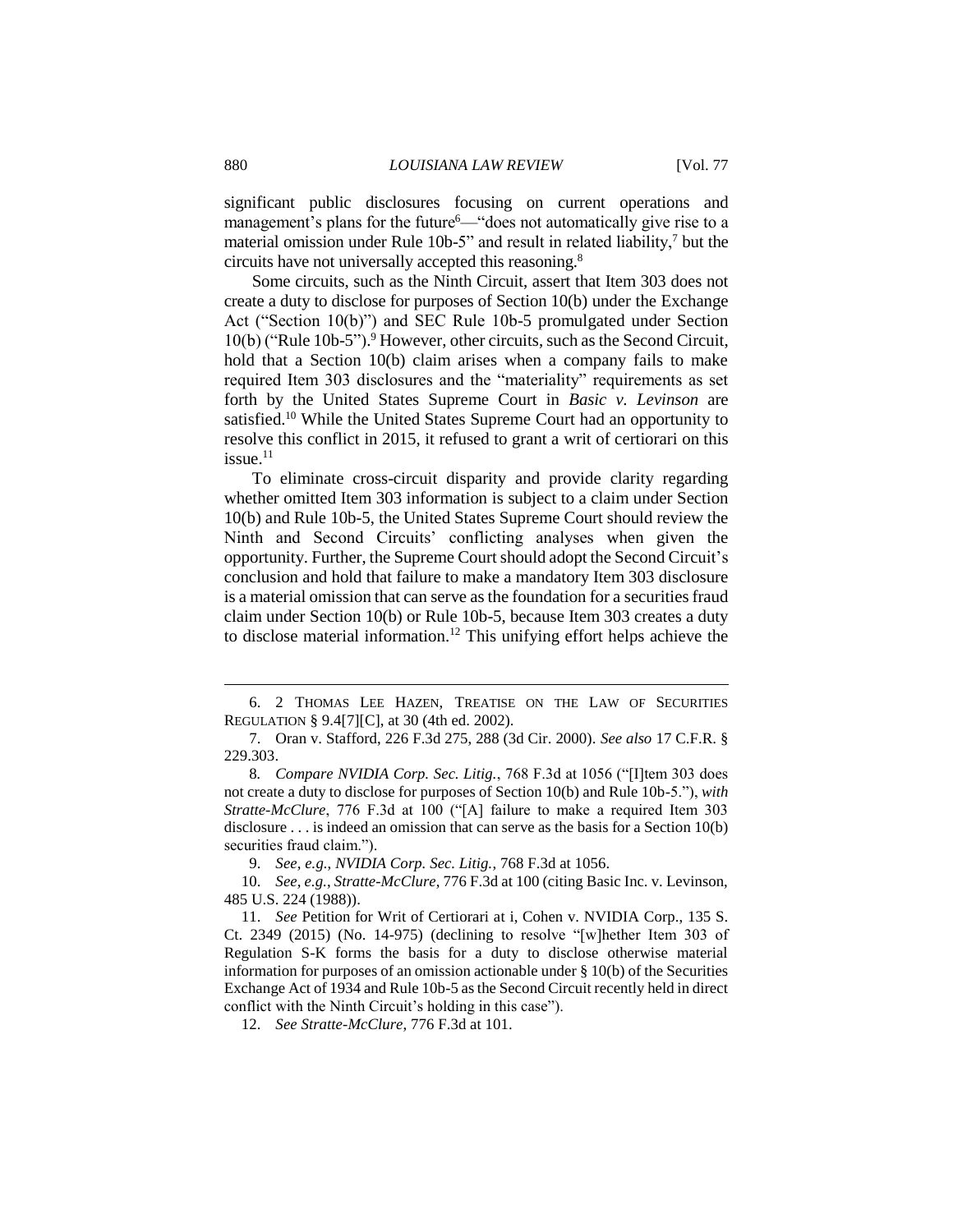significant public disclosures focusing on current operations and management's plans for the future[6]—"does not automatically give rise to a material omission under Rule 10b-5" and result in related liability,[7] but the circuits have not universally accepted this reasoning.[8]

Some circuits, such as the Ninth Circuit, assert that Item 303 does not create a duty to disclose for purposes of Section 10(b) under the Exchange Act ("Section 10(b)") and SEC Rule 10b-5 promulgated under Section 10(b) ("Rule 10b-5").[9] However, other circuits, such as the Second Circuit, hold that a Section 10(b) claim arises when a company fails to make required Item 303 disclosures and the "materiality" requirements as set forth by the United States Supreme Court in *Basic v. Levinson* are satisfied.[10] While the United States Supreme Court had an opportunity to resolve this conflict in 2015, it refused to grant a writ of certiorari on this issue.[11]

To eliminate cross-circuit disparity and provide clarity regarding whether omitted Item 303 information is subject to a claim under Section 10(b) and Rule 10b-5, the United States Supreme Court should review the Ninth and Second Circuits' conflicting analyses when given the opportunity. Further, the Supreme Court should adopt the Second Circuit's conclusion and hold that failure to make a mandatory Item 303 disclosure is a material omission that can serve as the foundation for a securities fraud claim under Section 10(b) or Rule 10b-5, because Item 303 creates a duty to disclose material information.[12] This unifying effort helps achieve the

---

6. 2 THOMAS LEE HAZEN, TREATISE ON THE LAW OF SECURITIES REGULATION § 9.4[7][C], at 30 (4th ed. 2002).

7. Oran v. Stafford, 226 F.3d 275, 288 (3d Cir. 2000). *See also* 17 C.F.R. § 229.303.

8. *Compare NVIDIA Corp. Sec. Litig.*, 768 F.3d at 1056 ("[I]tem 303 does not create a duty to disclose for purposes of Section 10(b) and Rule 10b-5."), *with Stratte-McClure*, 776 F.3d at 100 ("[A] failure to make a required Item 303 disclosure . . . is indeed an omission that can serve as the basis for a Section 10(b) securities fraud claim.").

9. *See, e.g.*, *NVIDIA Corp. Sec. Litig.*, 768 F.3d at 1056.

10. *See, e.g.*, *Stratte-McClure*, 776 F.3d at 100 (citing Basic Inc. v. Levinson, 485 U.S. 224 (1988)).

11. *See* Petition for Writ of Certiorari at i, Cohen v. NVIDIA Corp., 135 S. Ct. 2349 (2015) (No. 14-975) (declining to resolve "[w]hether Item 303 of Regulation S-K forms the basis for a duty to disclose otherwise material information for purposes of an omission actionable under § 10(b) of the Securities Exchange Act of 1934 and Rule 10b-5 as the Second Circuit recently held in direct conflict with the Ninth Circuit's holding in this case").

12. *See Stratte-McClure*, 776 F.3d at 101.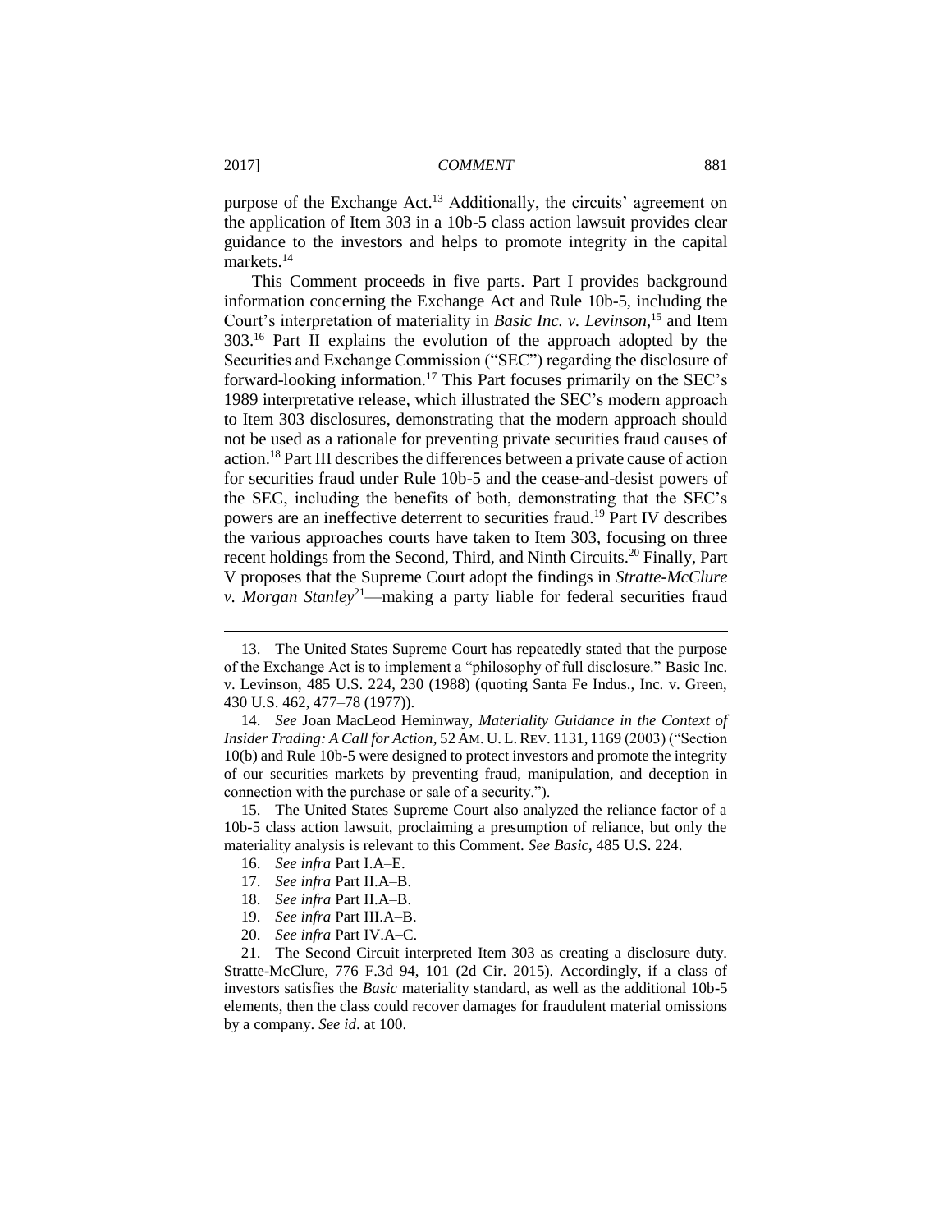purpose of the Exchange Act.[13] Additionally, the circuits' agreement on the application of Item 303 in a 10b-5 class action lawsuit provides clear guidance to the investors and helps to promote integrity in the capital markets.[14]

This Comment proceeds in five parts. Part I provides background information concerning the Exchange Act and Rule 10b-5, including the Court's interpretation of materiality in *Basic Inc. v. Levinson*,[15] and Item 303.[16] Part II explains the evolution of the approach adopted by the Securities and Exchange Commission ("SEC") regarding the disclosure of forward-looking information.[17] This Part focuses primarily on the SEC's 1989 interpretative release, which illustrated the SEC's modern approach to Item 303 disclosures, demonstrating that the modern approach should not be used as a rationale for preventing private securities fraud causes of action.[18] Part III describes the differences between a private cause of action for securities fraud under Rule 10b-5 and the cease-and-desist powers of the SEC, including the benefits of both, demonstrating that the SEC's powers are an ineffective deterrent to securities fraud.[19] Part IV describes the various approaches courts have taken to Item 303, focusing on three recent holdings from the Second, Third, and Ninth Circuits.[20] Finally, Part V proposes that the Supreme Court adopt the findings in *Stratte-McClure v. Morgan Stanley*[21]—making a party liable for federal securities fraud

---

13. The United States Supreme Court has repeatedly stated that the purpose of the Exchange Act is to implement a "philosophy of full disclosure." Basic Inc. v. Levinson, 485 U.S. 224, 230 (1988) (quoting Santa Fe Indus., Inc. v. Green, 430 U.S. 462, 477–78 (1977)).

14. *See* Joan MacLeod Heminway, *Materiality Guidance in the Context of Insider Trading: A Call for Action*, 52 AM. U. L. REV. 1131, 1169 (2003) ("Section 10(b) and Rule 10b-5 were designed to protect investors and promote the integrity of our securities markets by preventing fraud, manipulation, and deception in connection with the purchase or sale of a security.").

15. The United States Supreme Court also analyzed the reliance factor of a 10b-5 class action lawsuit, proclaiming a presumption of reliance, but only the materiality analysis is relevant to this Comment. *See Basic*, 485 U.S. 224.

16. *See infra* Part I.A–E.

17. *See infra* Part II.A–B.

18. *See infra* Part II.A–B.

19. *See infra* Part III.A–B.

20. *See infra* Part IV.A–C.

21. The Second Circuit interpreted Item 303 as creating a disclosure duty. Stratte-McClure, 776 F.3d 94, 101 (2d Cir. 2015). Accordingly, if a class of investors satisfies the *Basic* materiality standard, as well as the additional 10b-5 elements, then the class could recover damages for fraudulent material omissions by a company. *See id*. at 100.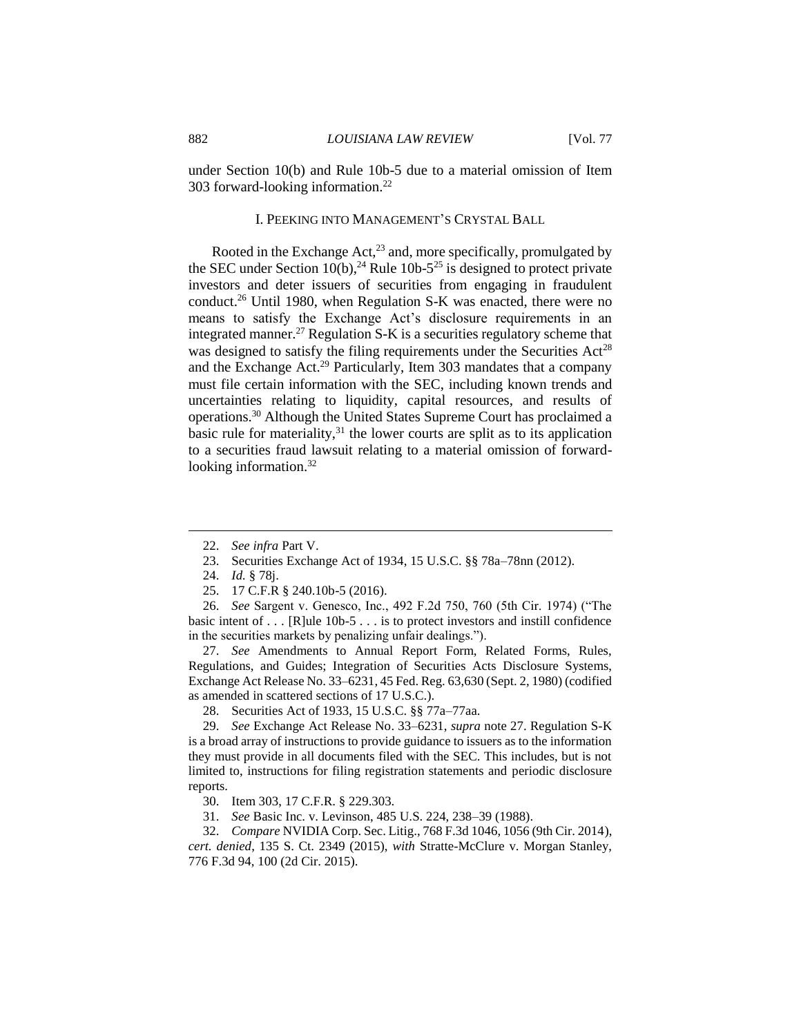under Section 10(b) and Rule 10b-5 due to a material omission of Item 303 forward-looking information.[22]

## I. PEEKING INTO MANAGEMENT'S CRYSTAL BALL

Rooted in the Exchange Act,[23] and, more specifically, promulgated by the SEC under Section 10(b),[24] Rule 10b-5[25] is designed to protect private investors and deter issuers of securities from engaging in fraudulent conduct.[26] Until 1980, when Regulation S-K was enacted, there were no means to satisfy the Exchange Act's disclosure requirements in an integrated manner.[27] Regulation S-K is a securities regulatory scheme that was designed to satisfy the filing requirements under the Securities Act[28] and the Exchange Act.[29] Particularly, Item 303 mandates that a company must file certain information with the SEC, including known trends and uncertainties relating to liquidity, capital resources, and results of operations.[30] Although the United States Supreme Court has proclaimed a basic rule for materiality,[31] the lower courts are split as to its application to a securities fraud lawsuit relating to a material omission of forward-looking information.[32]

---

22. *See infra* Part V.

23. Securities Exchange Act of 1934, 15 U.S.C. §§ 78a–78nn (2012).

24. *Id.* § 78j.

25. 17 C.F.R § 240.10b-5 (2016).

26. *See* Sargent v. Genesco, Inc., 492 F.2d 750, 760 (5th Cir. 1974) ("The basic intent of . . . [R]ule 10b-5 . . . is to protect investors and instill confidence in the securities markets by penalizing unfair dealings.").

27. *See* Amendments to Annual Report Form, Related Forms, Rules, Regulations, and Guides; Integration of Securities Acts Disclosure Systems, Exchange Act Release No. 33–6231, 45 Fed. Reg. 63,630 (Sept. 2, 1980) (codified as amended in scattered sections of 17 U.S.C.).

28. Securities Act of 1933, 15 U.S.C. §§ 77a–77aa.

29. *See* Exchange Act Release No. 33–6231, *supra* note 27. Regulation S-K is a broad array of instructions to provide guidance to issuers as to the information they must provide in all documents filed with the SEC. This includes, but is not limited to, instructions for filing registration statements and periodic disclosure reports.

30. Item 303, 17 C.F.R. § 229.303.

31. *See* Basic Inc. v. Levinson, 485 U.S. 224, 238–39 (1988).

32. *Compare* NVIDIA Corp. Sec. Litig., 768 F.3d 1046, 1056 (9th Cir. 2014), *cert. denied*, 135 S. Ct. 2349 (2015), *with* Stratte-McClure v. Morgan Stanley, 776 F.3d 94, 100 (2d Cir. 2015).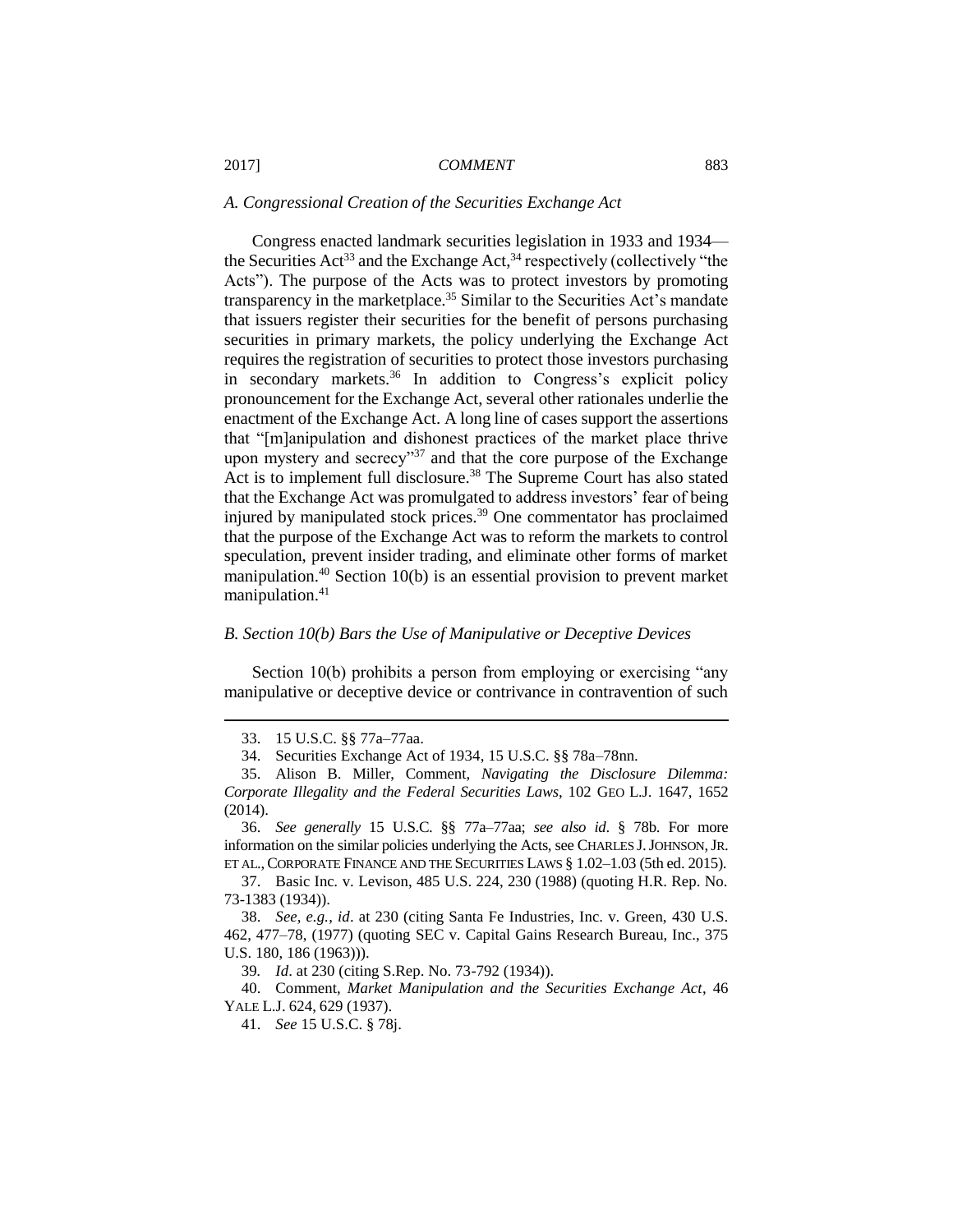### *A. Congressional Creation of the Securities Exchange Act*

Congress enacted landmark securities legislation in 1933 and 1934—the Securities Act[33] and the Exchange Act,[34] respectively (collectively "the Acts"). The purpose of the Acts was to protect investors by promoting transparency in the marketplace.[35] Similar to the Securities Act's mandate that issuers register their securities for the benefit of persons purchasing securities in primary markets, the policy underlying the Exchange Act requires the registration of securities to protect those investors purchasing in secondary markets.[36] In addition to Congress's explicit policy pronouncement for the Exchange Act, several other rationales underlie the enactment of the Exchange Act. A long line of cases support the assertions that "[m]anipulation and dishonest practices of the market place thrive upon mystery and secrecy"[37] and that the core purpose of the Exchange Act is to implement full disclosure.[38] The Supreme Court has also stated that the Exchange Act was promulgated to address investors' fear of being injured by manipulated stock prices.[39] One commentator has proclaimed that the purpose of the Exchange Act was to reform the markets to control speculation, prevent insider trading, and eliminate other forms of market manipulation.[40] Section 10(b) is an essential provision to prevent market manipulation.[41]

### *B. Section 10(b) Bars the Use of Manipulative or Deceptive Devices*

Section 10(b) prohibits a person from employing or exercising "any manipulative or deceptive device or contrivance in contravention of such

---

33. 15 U.S.C. §§ 77a–77aa.

34. Securities Exchange Act of 1934, 15 U.S.C. §§ 78a–78nn.

35. Alison B. Miller, Comment, *Navigating the Disclosure Dilemma: Corporate Illegality and the Federal Securities Laws*, 102 GEO L.J. 1647, 1652 (2014).

36. *See generally* 15 U.S.C. §§ 77a–77aa; *see also id.* § 78b. For more information on the similar policies underlying the Acts, see CHARLES J. JOHNSON, JR. ET AL., CORPORATE FINANCE AND THE SECURITIES LAWS § 1.02–1.03 (5th ed. 2015).

37. Basic Inc. v. Levison, 485 U.S. 224, 230 (1988) (quoting H.R. Rep. No. 73-1383 (1934)).

38. *See, e.g.*, *id*. at 230 (citing Santa Fe Industries, Inc. v. Green, 430 U.S. 462, 477–78, (1977) (quoting SEC v. Capital Gains Research Bureau, Inc., 375 U.S. 180, 186 (1963))).

39. *Id*. at 230 (citing S.Rep. No. 73-792 (1934)).

40. Comment, *Market Manipulation and the Securities Exchange Act*, 46 YALE L.J. 624, 629 (1937).

41. *See* 15 U.S.C. § 78j.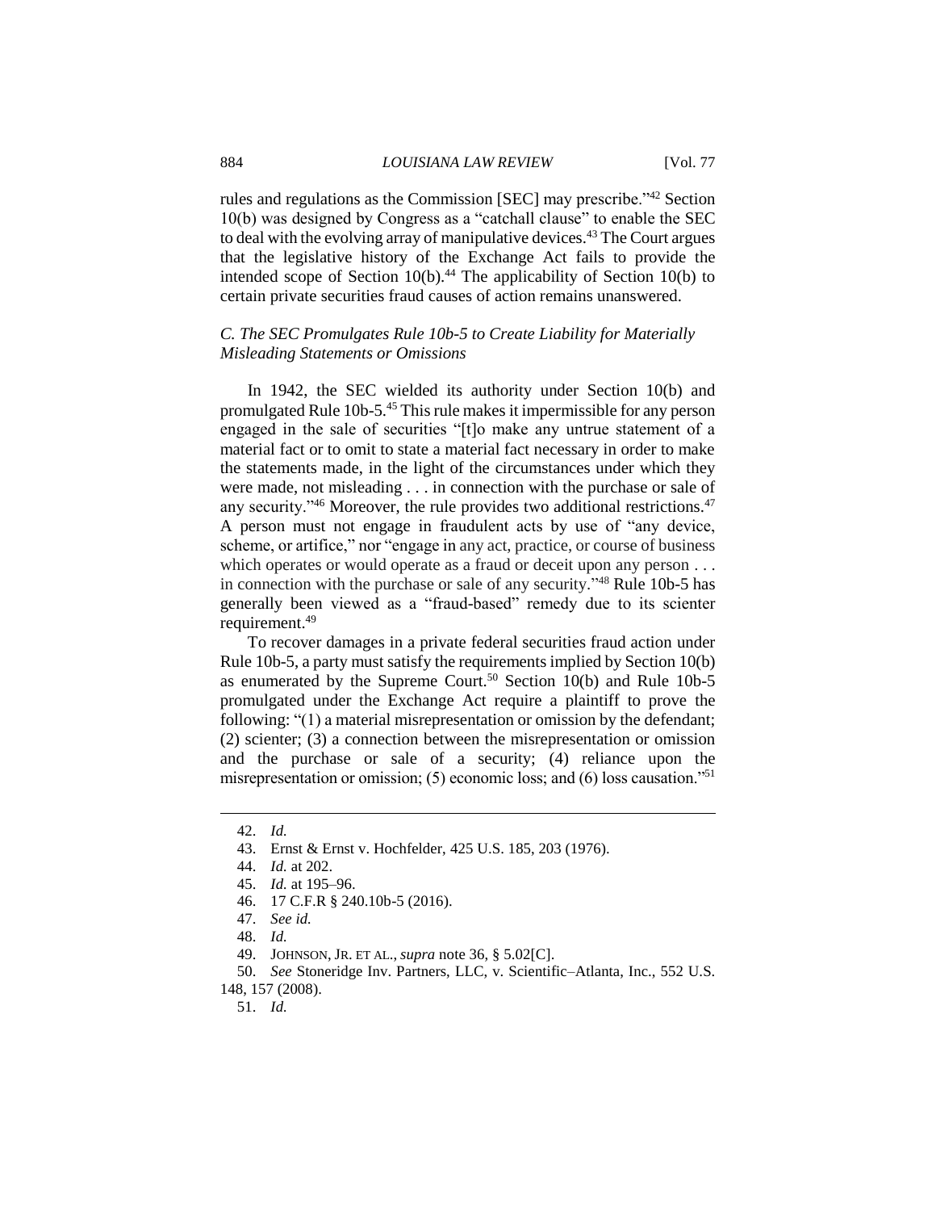rules and regulations as the Commission [SEC] may prescribe."[42] Section 10(b) was designed by Congress as a "catchall clause" to enable the SEC to deal with the evolving array of manipulative devices.[43] The Court argues that the legislative history of the Exchange Act fails to provide the intended scope of Section 10(b).[44] The applicability of Section 10(b) to certain private securities fraud causes of action remains unanswered.

### *C. The SEC Promulgates Rule 10b-5 to Create Liability for Materially Misleading Statements or Omissions*

In 1942, the SEC wielded its authority under Section 10(b) and promulgated Rule 10b-5.[45] This rule makes it impermissible for any person engaged in the sale of securities "[t]o make any untrue statement of a material fact or to omit to state a material fact necessary in order to make the statements made, in the light of the circumstances under which they were made, not misleading . . . in connection with the purchase or sale of any security."[46] Moreover, the rule provides two additional restrictions.[47] A person must not engage in fraudulent acts by use of "any device, scheme, or artifice," nor "engage in any act, practice, or course of business which operates or would operate as a fraud or deceit upon any person . . . in connection with the purchase or sale of any security."[48] Rule 10b-5 has generally been viewed as a "fraud-based" remedy due to its scienter requirement.[49]

To recover damages in a private federal securities fraud action under Rule 10b-5, a party must satisfy the requirements implied by Section 10(b) as enumerated by the Supreme Court.[50] Section 10(b) and Rule 10b-5 promulgated under the Exchange Act require a plaintiff to prove the following: "(1) a material misrepresentation or omission by the defendant; (2) scienter; (3) a connection between the misrepresentation or omission and the purchase or sale of a security; (4) reliance upon the misrepresentation or omission; (5) economic loss; and (6) loss causation."[51]

---

42. *Id.*
43. Ernst & Ernst v. Hochfelder, 425 U.S. 185, 203 (1976).
44. *Id.* at 202.
45. *Id.* at 195–96.
46. 17 C.F.R § 240.10b-5 (2016).
47. *See id.*
48. *Id.*
49. JOHNSON, JR. ET AL., *supra* note 36, § 5.02[C].
50. *See* Stoneridge Inv. Partners, LLC, v. Scientific–Atlanta, Inc., 552 U.S. 148, 157 (2008).
51. *Id.*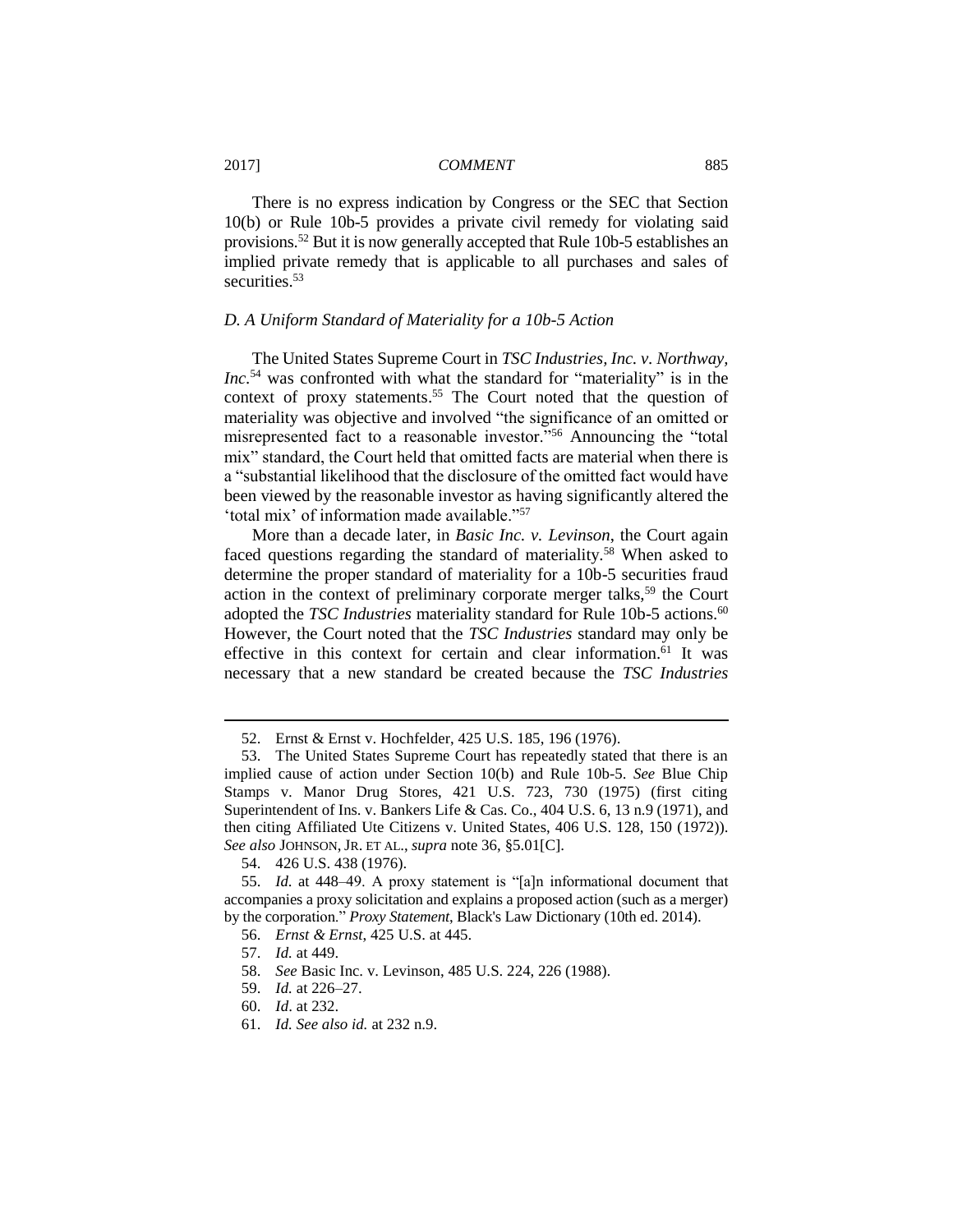There is no express indication by Congress or the SEC that Section 10(b) or Rule 10b-5 provides a private civil remedy for violating said provisions.[52] But it is now generally accepted that Rule 10b-5 establishes an implied private remedy that is applicable to all purchases and sales of securities.[53]

### *D. A Uniform Standard of Materiality for a 10b-5 Action*

The United States Supreme Court in *TSC Industries, Inc. v. Northway, Inc.*[54] was confronted with what the standard for "materiality" is in the context of proxy statements.[55] The Court noted that the question of materiality was objective and involved "the significance of an omitted or misrepresented fact to a reasonable investor."[56] Announcing the "total mix" standard, the Court held that omitted facts are material when there is a "substantial likelihood that the disclosure of the omitted fact would have been viewed by the reasonable investor as having significantly altered the 'total mix' of information made available."[57]

More than a decade later, in *Basic Inc. v. Levinson*, the Court again faced questions regarding the standard of materiality.[58] When asked to determine the proper standard of materiality for a 10b-5 securities fraud action in the context of preliminary corporate merger talks,[59] the Court adopted the *TSC Industries* materiality standard for Rule 10b-5 actions.[60] However, the Court noted that the *TSC Industries* standard may only be effective in this context for certain and clear information.[61] It was necessary that a new standard be created because the *TSC Industries*

---

52. Ernst & Ernst v. Hochfelder, 425 U.S. 185, 196 (1976).

53. The United States Supreme Court has repeatedly stated that there is an implied cause of action under Section 10(b) and Rule 10b-5. *See* Blue Chip Stamps v. Manor Drug Stores, 421 U.S. 723, 730 (1975) (first citing Superintendent of Ins. v. Bankers Life & Cas. Co., 404 U.S. 6, 13 n.9 (1971), and then citing Affiliated Ute Citizens v. United States, 406 U.S. 128, 150 (1972)). *See also* JOHNSON, JR. ET AL., *supra* note 36, §5.01[C].

54. 426 U.S. 438 (1976).

55. *Id.* at 448–49. A proxy statement is "[a]n informational document that accompanies a proxy solicitation and explains a proposed action (such as a merger) by the corporation." *Proxy Statement*, Black's Law Dictionary (10th ed. 2014).

56. *Ernst & Ernst*, 425 U.S. at 445.

57. *Id.* at 449.

58. *See* Basic Inc. v. Levinson, 485 U.S. 224, 226 (1988).

59. *Id.* at 226–27.

60. *Id*. at 232.

61. *Id. See also id.* at 232 n.9.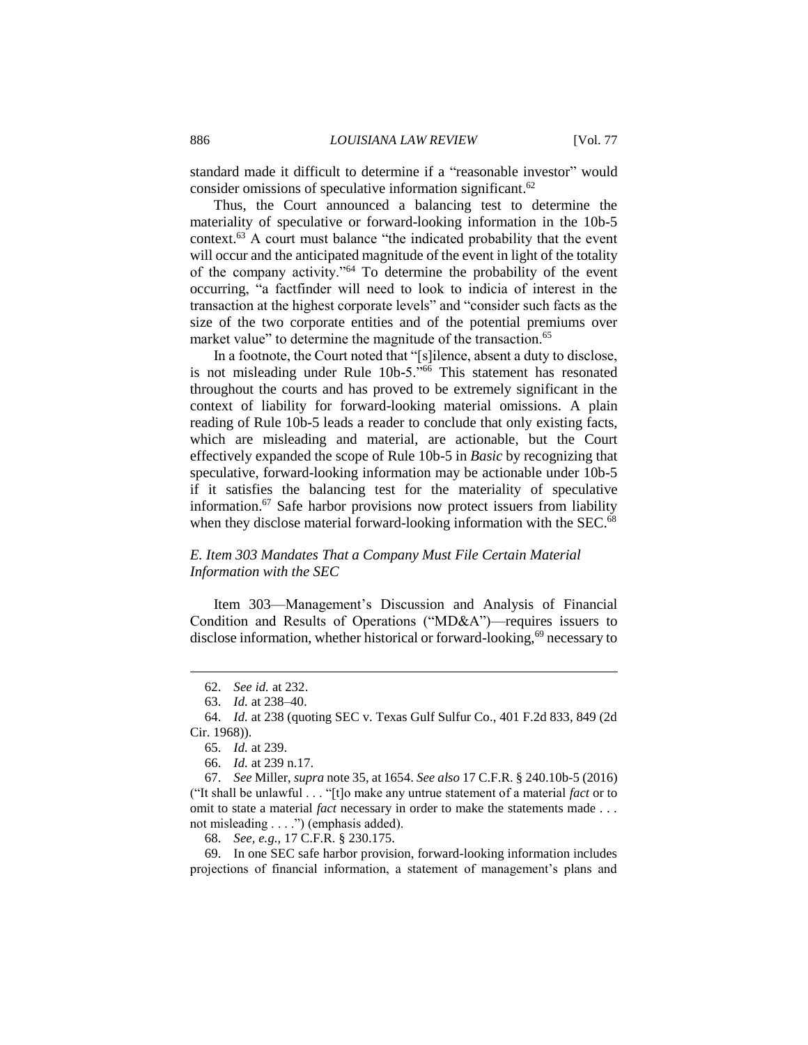standard made it difficult to determine if a "reasonable investor" would consider omissions of speculative information significant.[62]

Thus, the Court announced a balancing test to determine the materiality of speculative or forward-looking information in the 10b-5 context.[63] A court must balance "the indicated probability that the event will occur and the anticipated magnitude of the event in light of the totality of the company activity."[64] To determine the probability of the event occurring, "a factfinder will need to look to indicia of interest in the transaction at the highest corporate levels" and "consider such facts as the size of the two corporate entities and of the potential premiums over market value" to determine the magnitude of the transaction.[65]

In a footnote, the Court noted that "[s]ilence, absent a duty to disclose, is not misleading under Rule 10b-5."[66] This statement has resonated throughout the courts and has proved to be extremely significant in the context of liability for forward-looking material omissions. A plain reading of Rule 10b-5 leads a reader to conclude that only existing facts, which are misleading and material, are actionable, but the Court effectively expanded the scope of Rule 10b-5 in *Basic* by recognizing that speculative, forward-looking information may be actionable under 10b-5 if it satisfies the balancing test for the materiality of speculative information.[67] Safe harbor provisions now protect issuers from liability when they disclose material forward-looking information with the SEC.[68]

### *E. Item 303 Mandates That a Company Must File Certain Material Information with the SEC*

Item 303—Management's Discussion and Analysis of Financial Condition and Results of Operations ("MD&A")—requires issuers to disclose information, whether historical or forward-looking,[69] necessary to

---

62. *See id.* at 232.

63. *Id.* at 238–40.

64. *Id.* at 238 (quoting SEC v. Texas Gulf Sulfur Co., 401 F.2d 833, 849 (2d Cir. 1968)).

65. *Id.* at 239.

66. *Id.* at 239 n.17.

67. *See* Miller, *supra* note 35, at 1654. *See also* 17 C.F.R. § 240.10b-5 (2016) ("It shall be unlawful . . . "[t]o make any untrue statement of a material *fact* or to omit to state a material *fact* necessary in order to make the statements made . . . not misleading . . . .") (emphasis added).

68. *See, e.g.*, 17 C.F.R. § 230.175.

69. In one SEC safe harbor provision, forward-looking information includes projections of financial information, a statement of management's plans and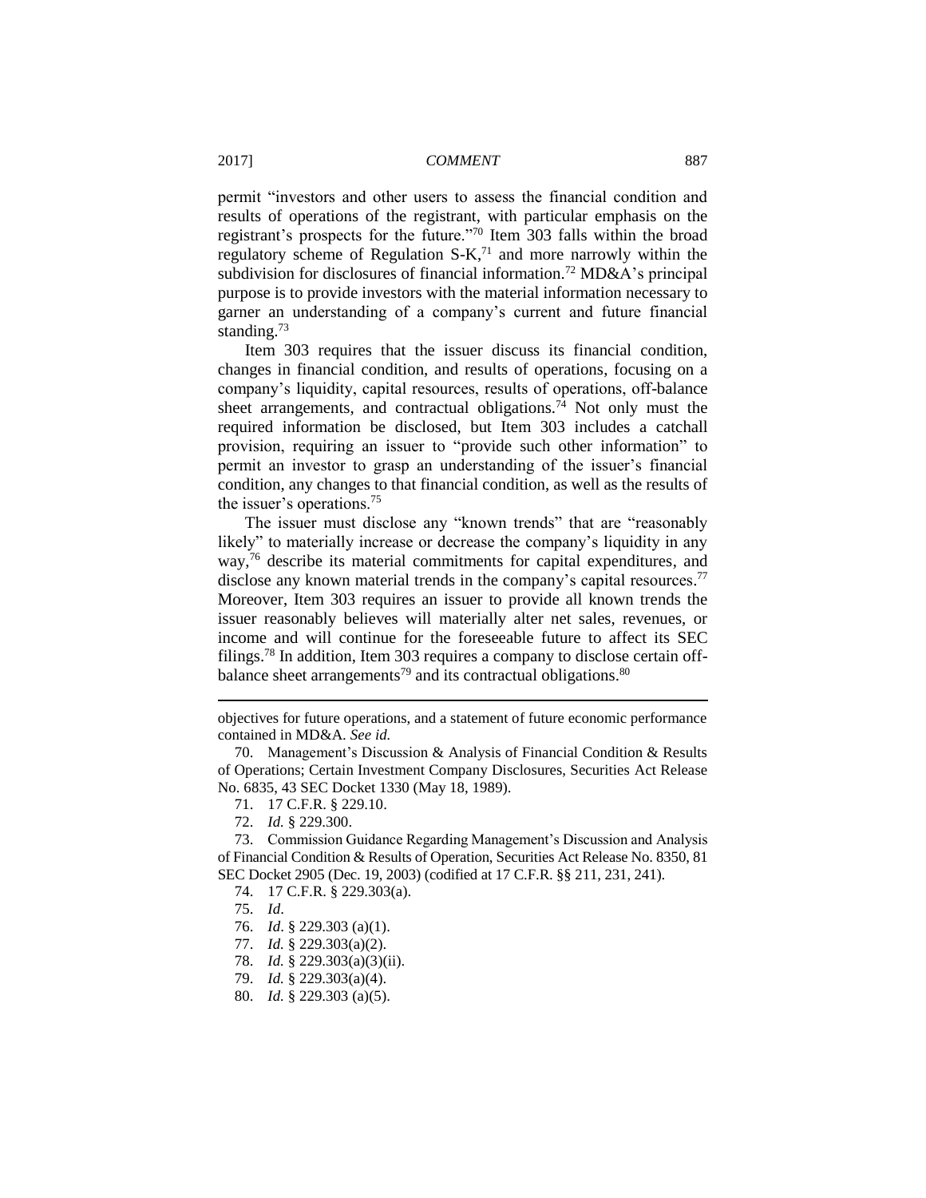permit "investors and other users to assess the financial condition and results of operations of the registrant, with particular emphasis on the registrant's prospects for the future."[70] Item 303 falls within the broad regulatory scheme of Regulation S-K,[71] and more narrowly within the subdivision for disclosures of financial information.[72] MD&A's principal purpose is to provide investors with the material information necessary to garner an understanding of a company's current and future financial standing.[73]

Item 303 requires that the issuer discuss its financial condition, changes in financial condition, and results of operations, focusing on a company's liquidity, capital resources, results of operations, off-balance sheet arrangements, and contractual obligations.[74] Not only must the required information be disclosed, but Item 303 includes a catchall provision, requiring an issuer to "provide such other information" to permit an investor to grasp an understanding of the issuer's financial condition, any changes to that financial condition, as well as the results of the issuer's operations.[75]

The issuer must disclose any "known trends" that are "reasonably likely" to materially increase or decrease the company's liquidity in any way,[76] describe its material commitments for capital expenditures, and disclose any known material trends in the company's capital resources.[77] Moreover, Item 303 requires an issuer to provide all known trends the issuer reasonably believes will materially alter net sales, revenues, or income and will continue for the foreseeable future to affect its SEC filings.[78] In addition, Item 303 requires a company to disclose certain off-balance sheet arrangements[79] and its contractual obligations.[80]

---

objectives for future operations, and a statement of future economic performance contained in MD&A. *See id.*

70. Management's Discussion & Analysis of Financial Condition & Results of Operations; Certain Investment Company Disclosures, Securities Act Release No. 6835, 43 SEC Docket 1330 (May 18, 1989).

71. 17 C.F.R. § 229.10.

72. *Id.* § 229.300.

73. Commission Guidance Regarding Management's Discussion and Analysis of Financial Condition & Results of Operation, Securities Act Release No. 8350, 81 SEC Docket 2905 (Dec. 19, 2003) (codified at 17 C.F.R. §§ 211, 231, 241).

74. 17 C.F.R. § 229.303(a).

75. *Id*.

76. *Id*. § 229.303 (a)(1).

77. *Id.* § 229.303(a)(2).

78. *Id.* § 229.303(a)(3)(ii).

79. *Id.* § 229.303(a)(4).

80. *Id.* § 229.303 (a)(5).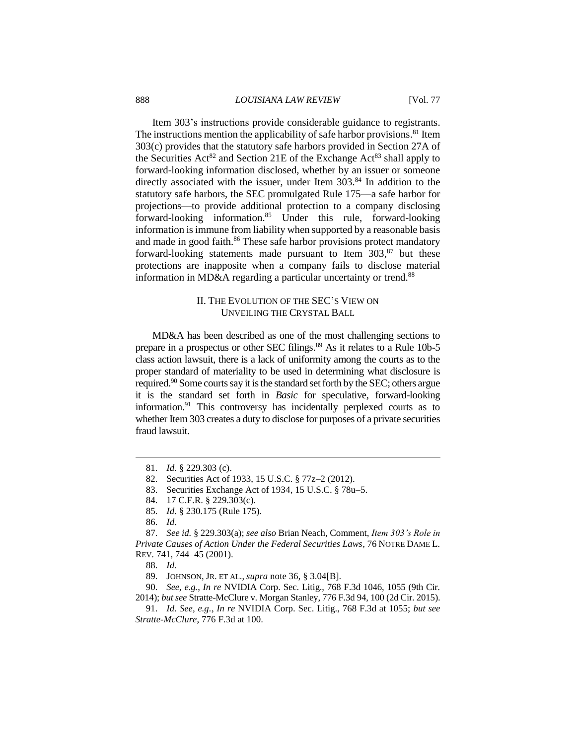Item 303's instructions provide considerable guidance to registrants. The instructions mention the applicability of safe harbor provisions.[81] Item 303(c) provides that the statutory safe harbors provided in Section 27A of the Securities Act[82] and Section 21E of the Exchange Act[83] shall apply to forward-looking information disclosed, whether by an issuer or someone directly associated with the issuer, under Item 303.[84] In addition to the statutory safe harbors, the SEC promulgated Rule 175—a safe harbor for projections—to provide additional protection to a company disclosing forward-looking information.[85] Under this rule, forward-looking information is immune from liability when supported by a reasonable basis and made in good faith.[86] These safe harbor provisions protect mandatory forward-looking statements made pursuant to Item 303,[87] but these protections are inapposite when a company fails to disclose material information in MD&A regarding a particular uncertainty or trend.[88]

## II. THE EVOLUTION OF THE SEC'S VIEW ON UNVEILING THE CRYSTAL BALL

MD&A has been described as one of the most challenging sections to prepare in a prospectus or other SEC filings.[89] As it relates to a Rule 10b-5 class action lawsuit, there is a lack of uniformity among the courts as to the proper standard of materiality to be used in determining what disclosure is required.[90] Some courts say it is the standard set forth by the SEC; others argue it is the standard set forth in *Basic* for speculative, forward-looking information.[91] This controversy has incidentally perplexed courts as to whether Item 303 creates a duty to disclose for purposes of a private securities fraud lawsuit.

---

81. *Id.* § 229.303 (c).

82. Securities Act of 1933, 15 U.S.C. § 77z–2 (2012).

83. Securities Exchange Act of 1934, 15 U.S.C. § 78u–5.

84. 17 C.F.R. § 229.303(c).

85. *Id*. § 230.175 (Rule 175).

86. *Id*.

87. *See id.* § 229.303(a); *see also* Brian Neach, Comment, *Item 303's Role in Private Causes of Action Under the Federal Securities Laws*, 76 NOTRE DAME L. REV. 741, 744–45 (2001).

88. *Id.*

89. JOHNSON, JR. ET AL., *supra* note 36, § 3.04[B].

90. *See, e.g.*, *In re* NVIDIA Corp. Sec. Litig., 768 F.3d 1046, 1055 (9th Cir. 2014); *but see* Stratte-McClure v. Morgan Stanley, 776 F.3d 94, 100 (2d Cir. 2015).

91. *Id. See, e.g.*, *In re* NVIDIA Corp. Sec. Litig., 768 F.3d at 1055; *but see Stratte-McClure*, 776 F.3d at 100.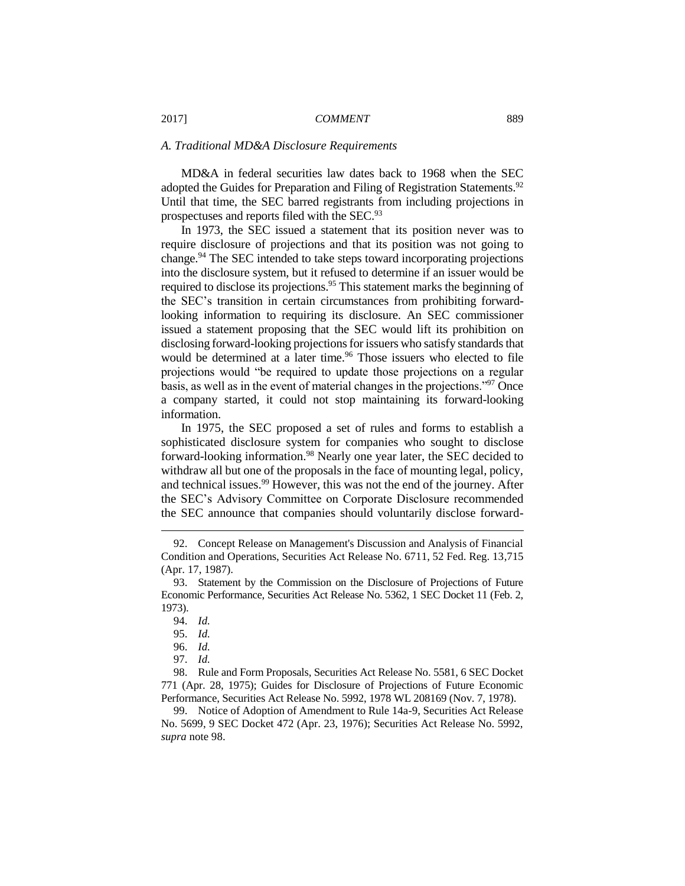### *A. Traditional MD&A Disclosure Requirements*

MD&A in federal securities law dates back to 1968 when the SEC adopted the Guides for Preparation and Filing of Registration Statements.[92] Until that time, the SEC barred registrants from including projections in prospectuses and reports filed with the SEC.[93]

In 1973, the SEC issued a statement that its position never was to require disclosure of projections and that its position was not going to change.[94] The SEC intended to take steps toward incorporating projections into the disclosure system, but it refused to determine if an issuer would be required to disclose its projections.[95] This statement marks the beginning of the SEC's transition in certain circumstances from prohibiting forward-looking information to requiring its disclosure. An SEC commissioner issued a statement proposing that the SEC would lift its prohibition on disclosing forward-looking projections for issuers who satisfy standards that would be determined at a later time.[96] Those issuers who elected to file projections would "be required to update those projections on a regular basis, as well as in the event of material changes in the projections."[97] Once a company started, it could not stop maintaining its forward-looking information.

In 1975, the SEC proposed a set of rules and forms to establish a sophisticated disclosure system for companies who sought to disclose forward-looking information.[98] Nearly one year later, the SEC decided to withdraw all but one of the proposals in the face of mounting legal, policy, and technical issues.[99] However, this was not the end of the journey. After the SEC's Advisory Committee on Corporate Disclosure recommended the SEC announce that companies should voluntarily disclose forward-

---

92. Concept Release on Management's Discussion and Analysis of Financial Condition and Operations, Securities Act Release No. 6711, 52 Fed. Reg. 13,715 (Apr. 17, 1987).

93. Statement by the Commission on the Disclosure of Projections of Future Economic Performance, Securities Act Release No. 5362, 1 SEC Docket 11 (Feb. 2, 1973).

94. *Id.*

95. *Id.*

96. *Id.*

97. *Id.*

98. Rule and Form Proposals, Securities Act Release No. 5581, 6 SEC Docket 771 (Apr. 28, 1975); Guides for Disclosure of Projections of Future Economic Performance, Securities Act Release No. 5992, 1978 WL 208169 (Nov. 7, 1978).

99. Notice of Adoption of Amendment to Rule 14a-9, Securities Act Release No. 5699, 9 SEC Docket 472 (Apr. 23, 1976); Securities Act Release No. 5992, *supra* note 98.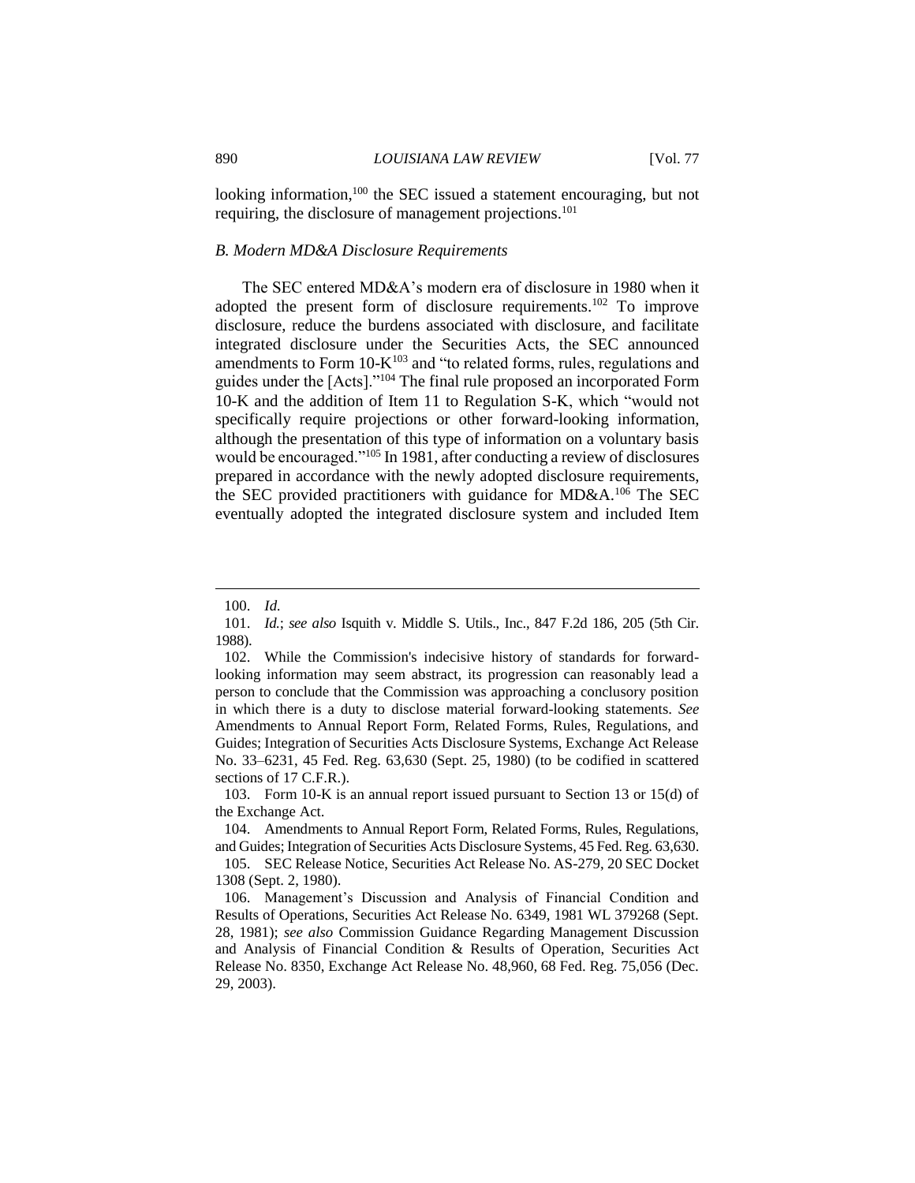looking information,[100] the SEC issued a statement encouraging, but not requiring, the disclosure of management projections.[101]

### *B. Modern MD&A Disclosure Requirements*

The SEC entered MD&A's modern era of disclosure in 1980 when it adopted the present form of disclosure requirements.[102] To improve disclosure, reduce the burdens associated with disclosure, and facilitate integrated disclosure under the Securities Acts, the SEC announced amendments to Form 10-K[103] and "to related forms, rules, regulations and guides under the [Acts]."[104] The final rule proposed an incorporated Form 10-K and the addition of Item 11 to Regulation S-K, which "would not specifically require projections or other forward-looking information, although the presentation of this type of information on a voluntary basis would be encouraged."[105] In 1981, after conducting a review of disclosures prepared in accordance with the newly adopted disclosure requirements, the SEC provided practitioners with guidance for MD&A.[106] The SEC eventually adopted the integrated disclosure system and included Item

---

100. *Id.*

101. *Id.*; *see also* Isquith v. Middle S. Utils., Inc., 847 F.2d 186, 205 (5th Cir. 1988).

102. While the Commission's indecisive history of standards for forward-looking information may seem abstract, its progression can reasonably lead a person to conclude that the Commission was approaching a conclusory position in which there is a duty to disclose material forward-looking statements. *See* Amendments to Annual Report Form, Related Forms, Rules, Regulations, and Guides; Integration of Securities Acts Disclosure Systems, Exchange Act Release No. 33–6231, 45 Fed. Reg. 63,630 (Sept. 25, 1980) (to be codified in scattered sections of 17 C.F.R.).

103. Form 10-K is an annual report issued pursuant to Section 13 or 15(d) of the Exchange Act.

104. Amendments to Annual Report Form, Related Forms, Rules, Regulations, and Guides; Integration of Securities Acts Disclosure Systems, 45 Fed. Reg. 63,630.

105. SEC Release Notice, Securities Act Release No. AS-279, 20 SEC Docket 1308 (Sept. 2, 1980).

106. Management's Discussion and Analysis of Financial Condition and Results of Operations, Securities Act Release No. 6349, 1981 WL 379268 (Sept. 28, 1981); *see also* Commission Guidance Regarding Management Discussion and Analysis of Financial Condition & Results of Operation, Securities Act Release No. 8350, Exchange Act Release No. 48,960, 68 Fed. Reg. 75,056 (Dec. 29, 2003).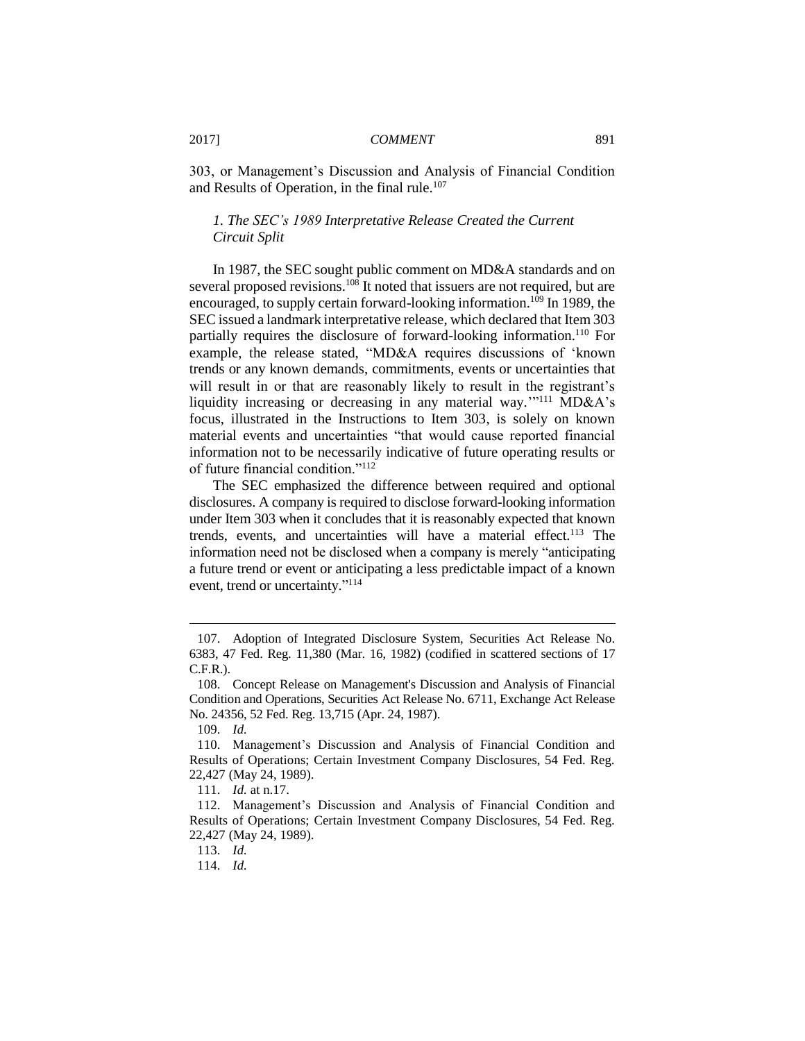303, or Management's Discussion and Analysis of Financial Condition and Results of Operation, in the final rule.[107]

### *1. The SEC's 1989 Interpretative Release Created the Current Circuit Split*

In 1987, the SEC sought public comment on MD&A standards and on several proposed revisions.[108] It noted that issuers are not required, but are encouraged, to supply certain forward-looking information.[109] In 1989, the SEC issued a landmark interpretative release, which declared that Item 303 partially requires the disclosure of forward-looking information.[110] For example, the release stated, "MD&A requires discussions of 'known trends or any known demands, commitments, events or uncertainties that will result in or that are reasonably likely to result in the registrant's liquidity increasing or decreasing in any material way.'"[111] MD&A's focus, illustrated in the Instructions to Item 303, is solely on known material events and uncertainties "that would cause reported financial information not to be necessarily indicative of future operating results or of future financial condition."[112]

The SEC emphasized the difference between required and optional disclosures. A company is required to disclose forward-looking information under Item 303 when it concludes that it is reasonably expected that known trends, events, and uncertainties will have a material effect.[113] The information need not be disclosed when a company is merely "anticipating a future trend or event or anticipating a less predictable impact of a known event, trend or uncertainty."[114]

---

107. Adoption of Integrated Disclosure System, Securities Act Release No. 6383, 47 Fed. Reg. 11,380 (Mar. 16, 1982) (codified in scattered sections of 17 C.F.R.).

108. Concept Release on Management's Discussion and Analysis of Financial Condition and Operations, Securities Act Release No. 6711, Exchange Act Release No. 24356, 52 Fed. Reg. 13,715 (Apr. 24, 1987).

109. *Id.*

110. Management's Discussion and Analysis of Financial Condition and Results of Operations; Certain Investment Company Disclosures, 54 Fed. Reg. 22,427 (May 24, 1989).

111. *Id.* at n.17.

112. Management's Discussion and Analysis of Financial Condition and Results of Operations; Certain Investment Company Disclosures, 54 Fed. Reg. 22,427 (May 24, 1989).

113. *Id.*

114. *Id.*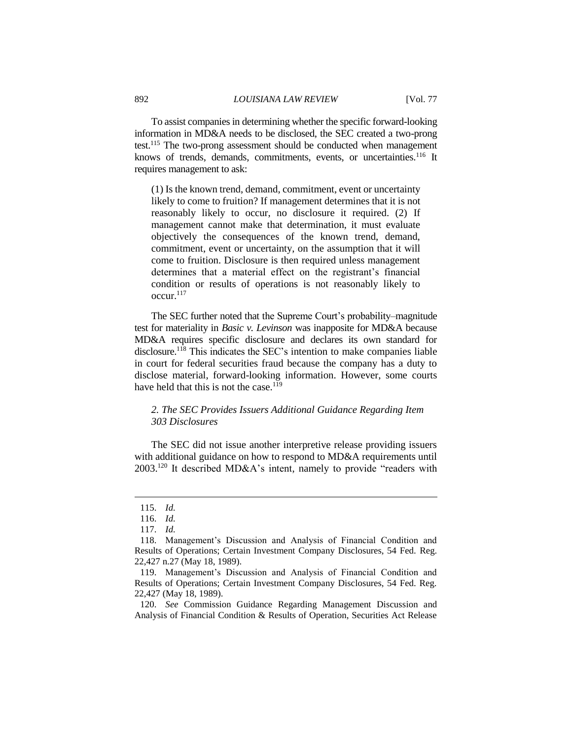To assist companies in determining whether the specific forward-looking information in MD&A needs to be disclosed, the SEC created a two-prong test.[115] The two-prong assessment should be conducted when management knows of trends, demands, commitments, events, or uncertainties.[116] It requires management to ask:

> (1) Is the known trend, demand, commitment, event or uncertainty likely to come to fruition? If management determines that it is not reasonably likely to occur, no disclosure it required. (2) If management cannot make that determination, it must evaluate objectively the consequences of the known trend, demand, commitment, event or uncertainty, on the assumption that it will come to fruition. Disclosure is then required unless management determines that a material effect on the registrant's financial condition or results of operations is not reasonably likely to occur.[117]

The SEC further noted that the Supreme Court's probability–magnitude test for materiality in *Basic v. Levinson* was inapposite for MD&A because MD&A requires specific disclosure and declares its own standard for disclosure.[118] This indicates the SEC's intention to make companies liable in court for federal securities fraud because the company has a duty to disclose material, forward-looking information. However, some courts have held that this is not the case.[119]

### *2. The SEC Provides Issuers Additional Guidance Regarding Item 303 Disclosures*

The SEC did not issue another interpretive release providing issuers with additional guidance on how to respond to MD&A requirements until 2003.[120] It described MD&A's intent, namely to provide "readers with

---

115. *Id.*

116. *Id.*

117. *Id.*

118. Management's Discussion and Analysis of Financial Condition and Results of Operations; Certain Investment Company Disclosures, 54 Fed. Reg. 22,427 n.27 (May 18, 1989).

119. Management's Discussion and Analysis of Financial Condition and Results of Operations; Certain Investment Company Disclosures, 54 Fed. Reg. 22,427 (May 18, 1989).

120. *See* Commission Guidance Regarding Management Discussion and Analysis of Financial Condition & Results of Operation, Securities Act Release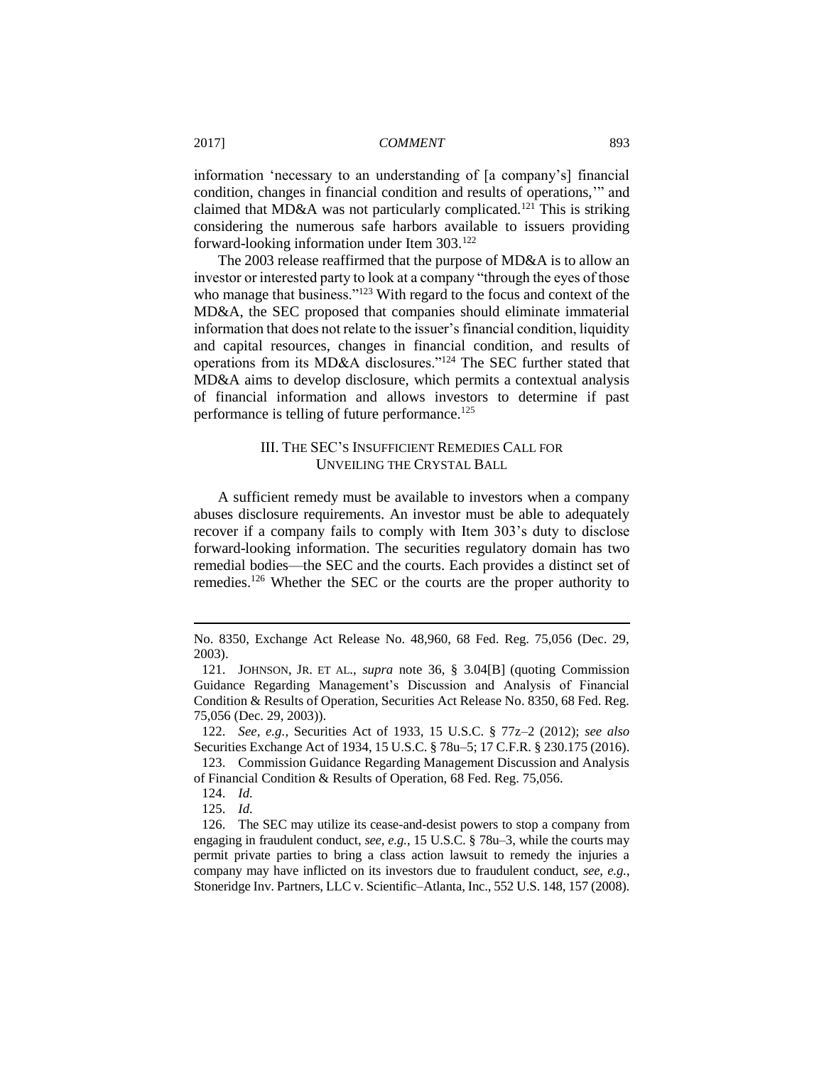information 'necessary to an understanding of [a company's] financial condition, changes in financial condition and results of operations,'" and claimed that MD&A was not particularly complicated.[121] This is striking considering the numerous safe harbors available to issuers providing forward-looking information under Item 303.[122]

The 2003 release reaffirmed that the purpose of MD&A is to allow an investor or interested party to look at a company "through the eyes of those who manage that business."[123] With regard to the focus and context of the MD&A, the SEC proposed that companies should eliminate immaterial information that does not relate to the issuer's financial condition, liquidity and capital resources, changes in financial condition, and results of operations from its MD&A disclosures."[124] The SEC further stated that MD&A aims to develop disclosure, which permits a contextual analysis of financial information and allows investors to determine if past performance is telling of future performance.[125]

## III. THE SEC'S INSUFFICIENT REMEDIES CALL FOR UNVEILING THE CRYSTAL BALL

A sufficient remedy must be available to investors when a company abuses disclosure requirements. An investor must be able to adequately recover if a company fails to comply with Item 303's duty to disclose forward-looking information. The securities regulatory domain has two remedial bodies—the SEC and the courts. Each provides a distinct set of remedies.[126] Whether the SEC or the courts are the proper authority to

---

No. 8350, Exchange Act Release No. 48,960, 68 Fed. Reg. 75,056 (Dec. 29, 2003).

121. JOHNSON, JR. ET AL., *supra* note 36, § 3.04[B] (quoting Commission Guidance Regarding Management's Discussion and Analysis of Financial Condition & Results of Operation, Securities Act Release No. 8350, 68 Fed. Reg. 75,056 (Dec. 29, 2003)).

122. *See, e.g.*, Securities Act of 1933, 15 U.S.C. § 77z–2 (2012); *see also* Securities Exchange Act of 1934, 15 U.S.C. § 78u–5; 17 C.F.R. § 230.175 (2016).

123. Commission Guidance Regarding Management Discussion and Analysis of Financial Condition & Results of Operation, 68 Fed. Reg. 75,056.

124. *Id.*

125. *Id.*

126. The SEC may utilize its cease-and-desist powers to stop a company from engaging in fraudulent conduct, *see, e.g.*, 15 U.S.C. § 78u–3, while the courts may permit private parties to bring a class action lawsuit to remedy the injuries a company may have inflicted on its investors due to fraudulent conduct, *see, e.g.*, Stoneridge Inv. Partners, LLC v. Scientific–Atlanta, Inc., 552 U.S. 148, 157 (2008).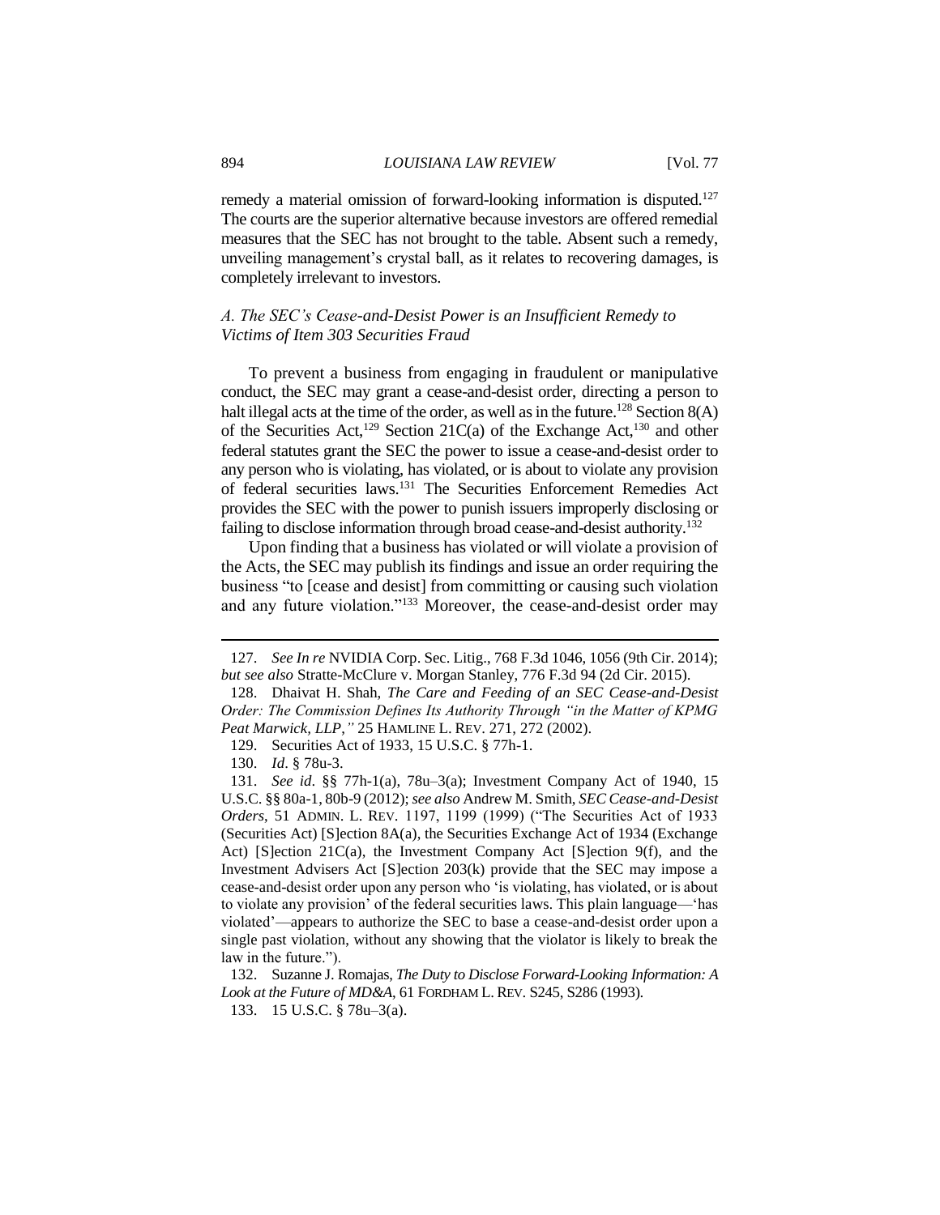remedy a material omission of forward-looking information is disputed.[127] The courts are the superior alternative because investors are offered remedial measures that the SEC has not brought to the table. Absent such a remedy, unveiling management's crystal ball, as it relates to recovering damages, is completely irrelevant to investors.

### *A. The SEC's Cease-and-Desist Power is an Insufficient Remedy to Victims of Item 303 Securities Fraud*

To prevent a business from engaging in fraudulent or manipulative conduct, the SEC may grant a cease-and-desist order, directing a person to halt illegal acts at the time of the order, as well as in the future.[128] Section 8(A) of the Securities Act,[129] Section 21C(a) of the Exchange Act,[130] and other federal statutes grant the SEC the power to issue a cease-and-desist order to any person who is violating, has violated, or is about to violate any provision of federal securities laws.[131] The Securities Enforcement Remedies Act provides the SEC with the power to punish issuers improperly disclosing or failing to disclose information through broad cease-and-desist authority.[132]

Upon finding that a business has violated or will violate a provision of the Acts, the SEC may publish its findings and issue an order requiring the business "to [cease and desist] from committing or causing such violation and any future violation."[133] Moreover, the cease-and-desist order may

---

127. *See In re* NVIDIA Corp. Sec. Litig., 768 F.3d 1046, 1056 (9th Cir. 2014); *but see also* Stratte-McClure v. Morgan Stanley, 776 F.3d 94 (2d Cir. 2015).

128. Dhaivat H. Shah, *The Care and Feeding of an SEC Cease-and-Desist Order: The Commission Defines Its Authority Through "in the Matter of KPMG Peat Marwick, LLP,"* 25 HAMLINE L. REV. 271, 272 (2002).

129. Securities Act of 1933, 15 U.S.C. § 77h-1.

130. *Id*. § 78u-3.

131. *See id*. §§ 77h-1(a), 78u–3(a); Investment Company Act of 1940, 15 U.S.C. §§ 80a-1, 80b-9 (2012); *see also* Andrew M. Smith, *SEC Cease-and-Desist Orders*, 51 ADMIN. L. REV. 1197, 1199 (1999) ("The Securities Act of 1933 (Securities Act) [S]ection 8A(a), the Securities Exchange Act of 1934 (Exchange Act) [S]ection 21C(a), the Investment Company Act [S]ection 9(f), and the Investment Advisers Act [S]ection 203(k) provide that the SEC may impose a cease-and-desist order upon any person who 'is violating, has violated, or is about to violate any provision' of the federal securities laws. This plain language—'has violated'—appears to authorize the SEC to base a cease-and-desist order upon a single past violation, without any showing that the violator is likely to break the law in the future.").

132. Suzanne J. Romajas, *The Duty to Disclose Forward-Looking Information: A Look at the Future of MD&A*, 61 FORDHAM L. REV. S245, S286 (1993).

133. 15 U.S.C. § 78u–3(a).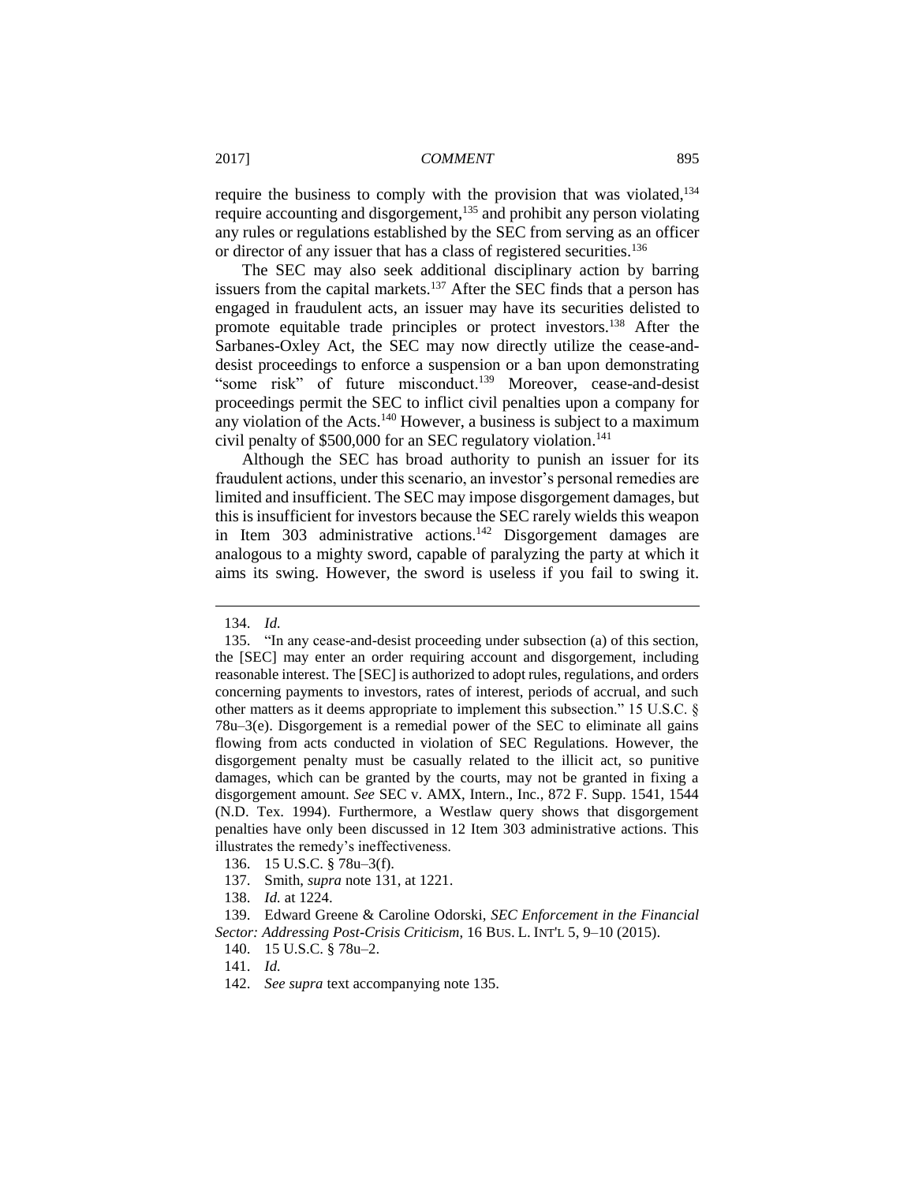require the business to comply with the provision that was violated,[134] require accounting and disgorgement,[135] and prohibit any person violating any rules or regulations established by the SEC from serving as an officer or director of any issuer that has a class of registered securities.[136]

The SEC may also seek additional disciplinary action by barring issuers from the capital markets.[137] After the SEC finds that a person has engaged in fraudulent acts, an issuer may have its securities delisted to promote equitable trade principles or protect investors.[138] After the Sarbanes-Oxley Act, the SEC may now directly utilize the cease-and-desist proceedings to enforce a suspension or a ban upon demonstrating "some risk" of future misconduct.[139] Moreover, cease-and-desist proceedings permit the SEC to inflict civil penalties upon a company for any violation of the Acts.[140] However, a business is subject to a maximum civil penalty of $500,000 for an SEC regulatory violation.[141]

Although the SEC has broad authority to punish an issuer for its fraudulent actions, under this scenario, an investor's personal remedies are limited and insufficient. The SEC may impose disgorgement damages, but this is insufficient for investors because the SEC rarely wields this weapon in Item 303 administrative actions.[142] Disgorgement damages are analogous to a mighty sword, capable of paralyzing the party at which it aims its swing. However, the sword is useless if you fail to swing it.

---

134. *Id.*

135. "In any cease-and-desist proceeding under subsection (a) of this section, the [SEC] may enter an order requiring account and disgorgement, including reasonable interest. The [SEC] is authorized to adopt rules, regulations, and orders concerning payments to investors, rates of interest, periods of accrual, and such other matters as it deems appropriate to implement this subsection." 15 U.S.C. § 78u–3(e). Disgorgement is a remedial power of the SEC to eliminate all gains flowing from acts conducted in violation of SEC Regulations. However, the disgorgement penalty must be casually related to the illicit act, so punitive damages, which can be granted by the courts, may not be granted in fixing a disgorgement amount. *See* SEC v. AMX, Intern., Inc., 872 F. Supp. 1541, 1544 (N.D. Tex. 1994). Furthermore, a Westlaw query shows that disgorgement penalties have only been discussed in 12 Item 303 administrative actions. This illustrates the remedy's ineffectiveness.

136. 15 U.S.C. § 78u–3(f).

137. Smith, *supra* note 131, at 1221.

138. *Id.* at 1224.

139. Edward Greene & Caroline Odorski, *SEC Enforcement in the Financial Sector: Addressing Post-Crisis Criticism*, 16 BUS. L. INT'L 5, 9–10 (2015).

140. 15 U.S.C. § 78u–2.

141. *Id.*

142. *See supra* text accompanying note 135.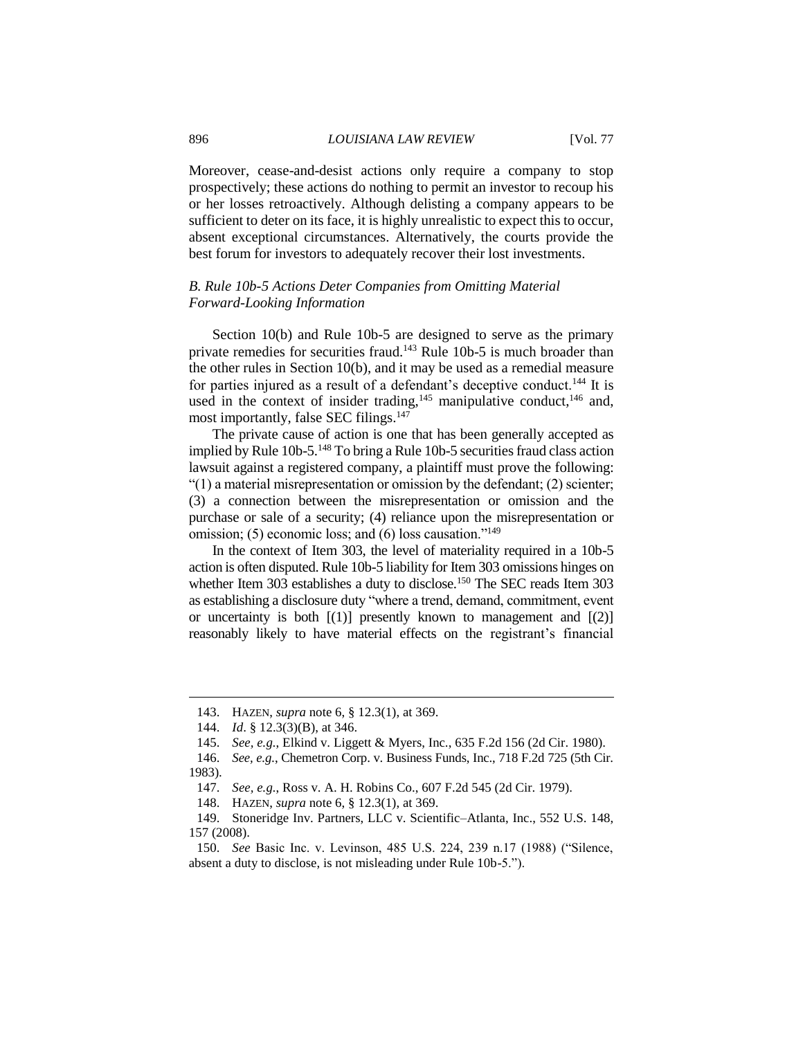Moreover, cease-and-desist actions only require a company to stop prospectively; these actions do nothing to permit an investor to recoup his or her losses retroactively. Although delisting a company appears to be sufficient to deter on its face, it is highly unrealistic to expect this to occur, absent exceptional circumstances. Alternatively, the courts provide the best forum for investors to adequately recover their lost investments.

### *B. Rule 10b-5 Actions Deter Companies from Omitting Material Forward-Looking Information*

Section 10(b) and Rule 10b-5 are designed to serve as the primary private remedies for securities fraud.[143] Rule 10b-5 is much broader than the other rules in Section 10(b), and it may be used as a remedial measure for parties injured as a result of a defendant's deceptive conduct.[144] It is used in the context of insider trading,[145] manipulative conduct,[146] and, most importantly, false SEC filings.[147]

The private cause of action is one that has been generally accepted as implied by Rule 10b-5.[148] To bring a Rule 10b-5 securities fraud class action lawsuit against a registered company, a plaintiff must prove the following: "(1) a material misrepresentation or omission by the defendant; (2) scienter; (3) a connection between the misrepresentation or omission and the purchase or sale of a security; (4) reliance upon the misrepresentation or omission; (5) economic loss; and (6) loss causation."[149]

In the context of Item 303, the level of materiality required in a 10b-5 action is often disputed. Rule 10b-5 liability for Item 303 omissions hinges on whether Item 303 establishes a duty to disclose.[150] The SEC reads Item 303 as establishing a disclosure duty "where a trend, demand, commitment, event or uncertainty is both [(1)] presently known to management and [(2)] reasonably likely to have material effects on the registrant's financial

---

143. HAZEN, *supra* note 6, § 12.3(1), at 369.

144. *Id*. § 12.3(3)(B), at 346.

145. *See, e.g.*, Elkind v. Liggett & Myers, Inc., 635 F.2d 156 (2d Cir. 1980).

146. *See, e.g.*, Chemetron Corp. v. Business Funds, Inc., 718 F.2d 725 (5th Cir. 1983).

147. *See, e.g.*, Ross v. A. H. Robins Co., 607 F.2d 545 (2d Cir. 1979).

148. HAZEN, *supra* note 6, § 12.3(1), at 369.

149. Stoneridge Inv. Partners, LLC v. Scientific–Atlanta, Inc., 552 U.S. 148, 157 (2008).

150. *See* Basic Inc. v. Levinson, 485 U.S. 224, 239 n.17 (1988) ("Silence, absent a duty to disclose, is not misleading under Rule 10b-5.").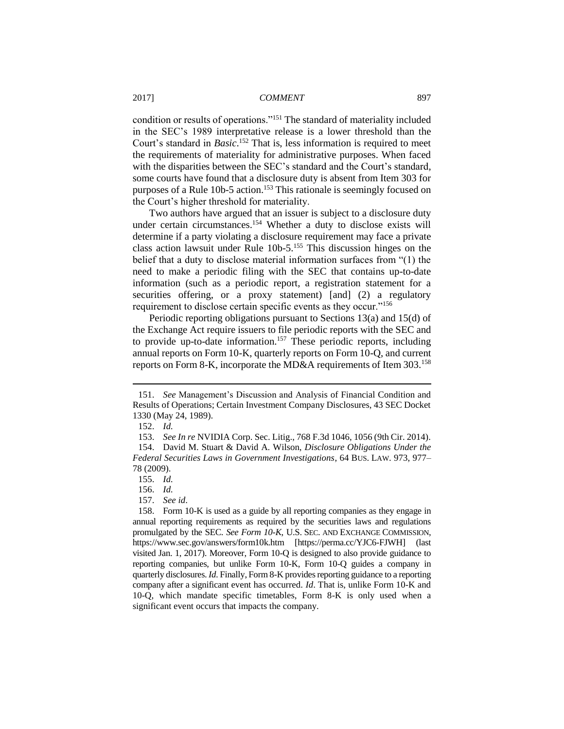condition or results of operations."[151] The standard of materiality included in the SEC's 1989 interpretative release is a lower threshold than the Court's standard in *Basic*.[152] That is, less information is required to meet the requirements of materiality for administrative purposes. When faced with the disparities between the SEC's standard and the Court's standard, some courts have found that a disclosure duty is absent from Item 303 for purposes of a Rule 10b-5 action.[153] This rationale is seemingly focused on the Court's higher threshold for materiality.

Two authors have argued that an issuer is subject to a disclosure duty under certain circumstances.[154] Whether a duty to disclose exists will determine if a party violating a disclosure requirement may face a private class action lawsuit under Rule 10b-5.[155] This discussion hinges on the belief that a duty to disclose material information surfaces from "(1) the need to make a periodic filing with the SEC that contains up-to-date information (such as a periodic report, a registration statement for a securities offering, or a proxy statement) [and] (2) a regulatory requirement to disclose certain specific events as they occur."[156]

Periodic reporting obligations pursuant to Sections 13(a) and 15(d) of the Exchange Act require issuers to file periodic reports with the SEC and to provide up-to-date information.[157] These periodic reports, including annual reports on Form 10-K, quarterly reports on Form 10-Q, and current reports on Form 8-K, incorporate the MD&A requirements of Item 303.[158]

---

151. *See* Management's Discussion and Analysis of Financial Condition and Results of Operations; Certain Investment Company Disclosures, 43 SEC Docket 1330 (May 24, 1989).

152. *Id.*

153. *See In re* NVIDIA Corp. Sec. Litig., 768 F.3d 1046, 1056 (9th Cir. 2014).

154. David M. Stuart & David A. Wilson, *Disclosure Obligations Under the Federal Securities Laws in Government Investigations*, 64 BUS. LAW. 973, 977–78 (2009).

155. *Id.*

156. *Id.*

157. *See id.*

158. Form 10-K is used as a guide by all reporting companies as they engage in annual reporting requirements as required by the securities laws and regulations promulgated by the SEC. *See Form 10-K*, U.S. SEC. AND EXCHANGE COMMISSION, https://www.sec.gov/answers/form10k.htm [https://perma.cc/YJC6-FJWH] (last visited Jan. 1, 2017). Moreover, Form 10-Q is designed to also provide guidance to reporting companies, but unlike Form 10-K, Form 10-Q guides a company in quarterly disclosures. *Id.* Finally, Form 8-K provides reporting guidance to a reporting company after a significant event has occurred. *Id*. That is, unlike Form 10-K and 10-Q, which mandate specific timetables, Form 8-K is only used when a significant event occurs that impacts the company.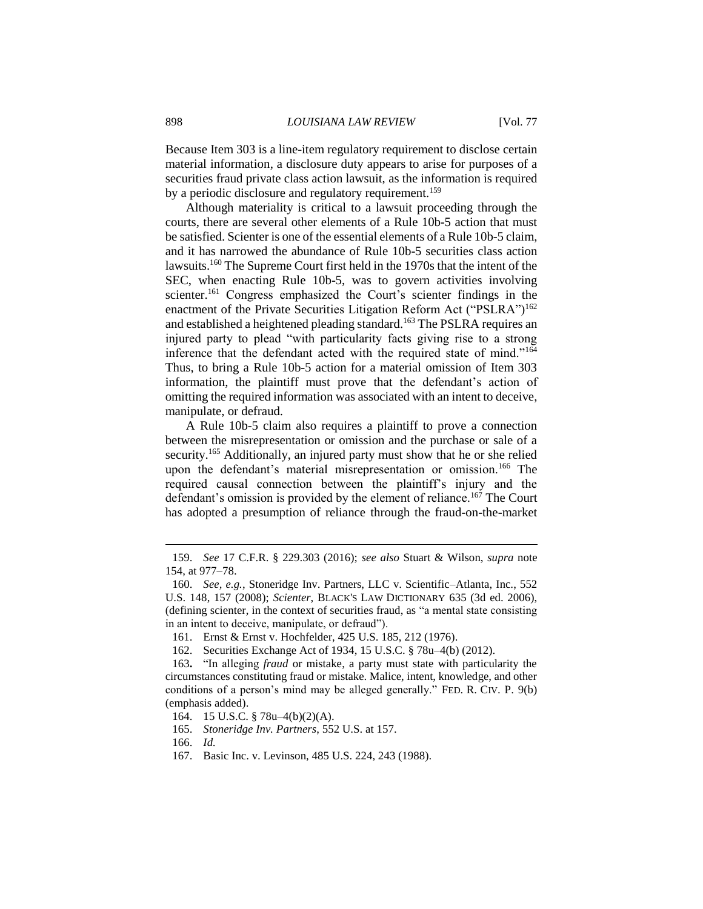Because Item 303 is a line-item regulatory requirement to disclose certain material information, a disclosure duty appears to arise for purposes of a securities fraud private class action lawsuit, as the information is required by a periodic disclosure and regulatory requirement.[159]

Although materiality is critical to a lawsuit proceeding through the courts, there are several other elements of a Rule 10b-5 action that must be satisfied. Scienter is one of the essential elements of a Rule 10b-5 claim, and it has narrowed the abundance of Rule 10b-5 securities class action lawsuits.[160] The Supreme Court first held in the 1970s that the intent of the SEC, when enacting Rule 10b-5, was to govern activities involving scienter.[161] Congress emphasized the Court's scienter findings in the enactment of the Private Securities Litigation Reform Act ("PSLRA")[162] and established a heightened pleading standard.[163] The PSLRA requires an injured party to plead "with particularity facts giving rise to a strong inference that the defendant acted with the required state of mind."[164] Thus, to bring a Rule 10b-5 action for a material omission of Item 303 information, the plaintiff must prove that the defendant's action of omitting the required information was associated with an intent to deceive, manipulate, or defraud.

A Rule 10b-5 claim also requires a plaintiff to prove a connection between the misrepresentation or omission and the purchase or sale of a security.[165] Additionally, an injured party must show that he or she relied upon the defendant's material misrepresentation or omission.[166] The required causal connection between the plaintiff's injury and the defendant's omission is provided by the element of reliance.[167] The Court has adopted a presumption of reliance through the fraud-on-the-market

---

159. *See* 17 C.F.R. § 229.303 (2016); *see also* Stuart & Wilson, *supra* note 154, at 977–78.

160. *See, e.g.*, Stoneridge Inv. Partners, LLC v. Scientific–Atlanta, Inc., 552 U.S. 148, 157 (2008); *Scienter*, BLACK'S LAW DICTIONARY 635 (3d ed. 2006), (defining scienter, in the context of securities fraud, as "a mental state consisting in an intent to deceive, manipulate, or defraud").

161. Ernst & Ernst v. Hochfelder, 425 U.S. 185, 212 (1976).

162. Securities Exchange Act of 1934, 15 U.S.C. § 78u–4(b) (2012).

163. "In alleging *fraud* or mistake, a party must state with particularity the circumstances constituting fraud or mistake. Malice, intent, knowledge, and other conditions of a person's mind may be alleged generally." FED. R. CIV. P. 9(b) (emphasis added).

164. 15 U.S.C. § 78u–4(b)(2)(A).

165. *Stoneridge Inv. Partners*, 552 U.S. at 157.

166. *Id.*

167. Basic Inc. v. Levinson, 485 U.S. 224, 243 (1988).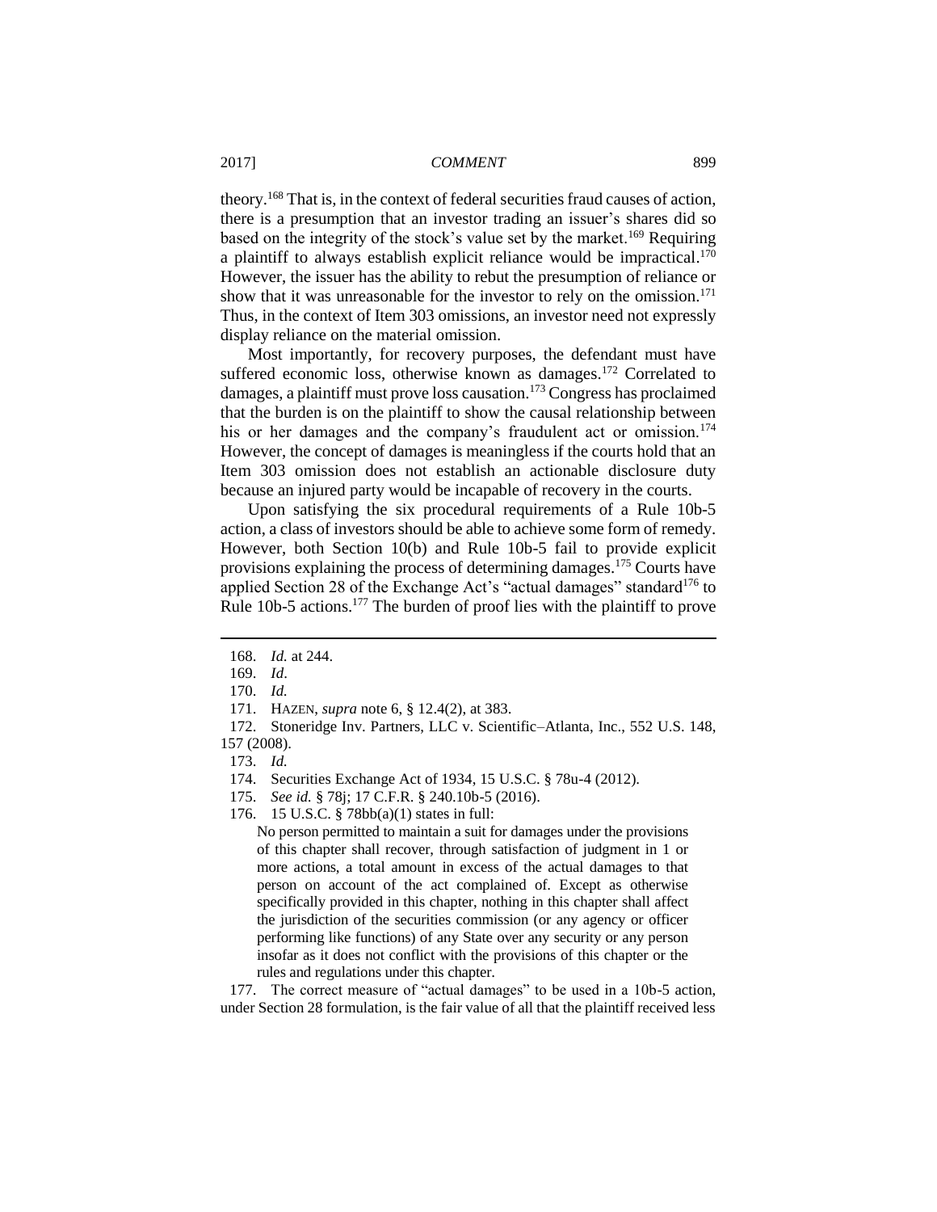theory.[168] That is, in the context of federal securities fraud causes of action, there is a presumption that an investor trading an issuer's shares did so based on the integrity of the stock's value set by the market.[169] Requiring a plaintiff to always establish explicit reliance would be impractical.[170] However, the issuer has the ability to rebut the presumption of reliance or show that it was unreasonable for the investor to rely on the omission.[171] Thus, in the context of Item 303 omissions, an investor need not expressly display reliance on the material omission.

Most importantly, for recovery purposes, the defendant must have suffered economic loss, otherwise known as damages.[172] Correlated to damages, a plaintiff must prove loss causation.[173] Congress has proclaimed that the burden is on the plaintiff to show the causal relationship between his or her damages and the company's fraudulent act or omission.[174] However, the concept of damages is meaningless if the courts hold that an Item 303 omission does not establish an actionable disclosure duty because an injured party would be incapable of recovery in the courts.

Upon satisfying the six procedural requirements of a Rule 10b-5 action, a class of investors should be able to achieve some form of remedy. However, both Section 10(b) and Rule 10b-5 fail to provide explicit provisions explaining the process of determining damages.[175] Courts have applied Section 28 of the Exchange Act's "actual damages" standard[176] to Rule 10b-5 actions.[177] The burden of proof lies with the plaintiff to prove

---

168. *Id.* at 244.

169. *Id*.

170. *Id.*

171. HAZEN, *supra* note 6, § 12.4(2), at 383.

172. Stoneridge Inv. Partners, LLC v. Scientific–Atlanta, Inc., 552 U.S. 148, 157 (2008).

173. *Id.*

174. Securities Exchange Act of 1934, 15 U.S.C. § 78u-4 (2012).

175. *See id.* § 78j; 17 C.F.R. § 240.10b-5 (2016).

176. 15 U.S.C. § 78bb(a)(1) states in full:

> No person permitted to maintain a suit for damages under the provisions of this chapter shall recover, through satisfaction of judgment in 1 or more actions, a total amount in excess of the actual damages to that person on account of the act complained of. Except as otherwise specifically provided in this chapter, nothing in this chapter shall affect the jurisdiction of the securities commission (or any agency or officer performing like functions) of any State over any security or any person insofar as it does not conflict with the provisions of this chapter or the rules and regulations under this chapter.

177. The correct measure of "actual damages" to be used in a 10b-5 action, under Section 28 formulation, is the fair value of all that the plaintiff received less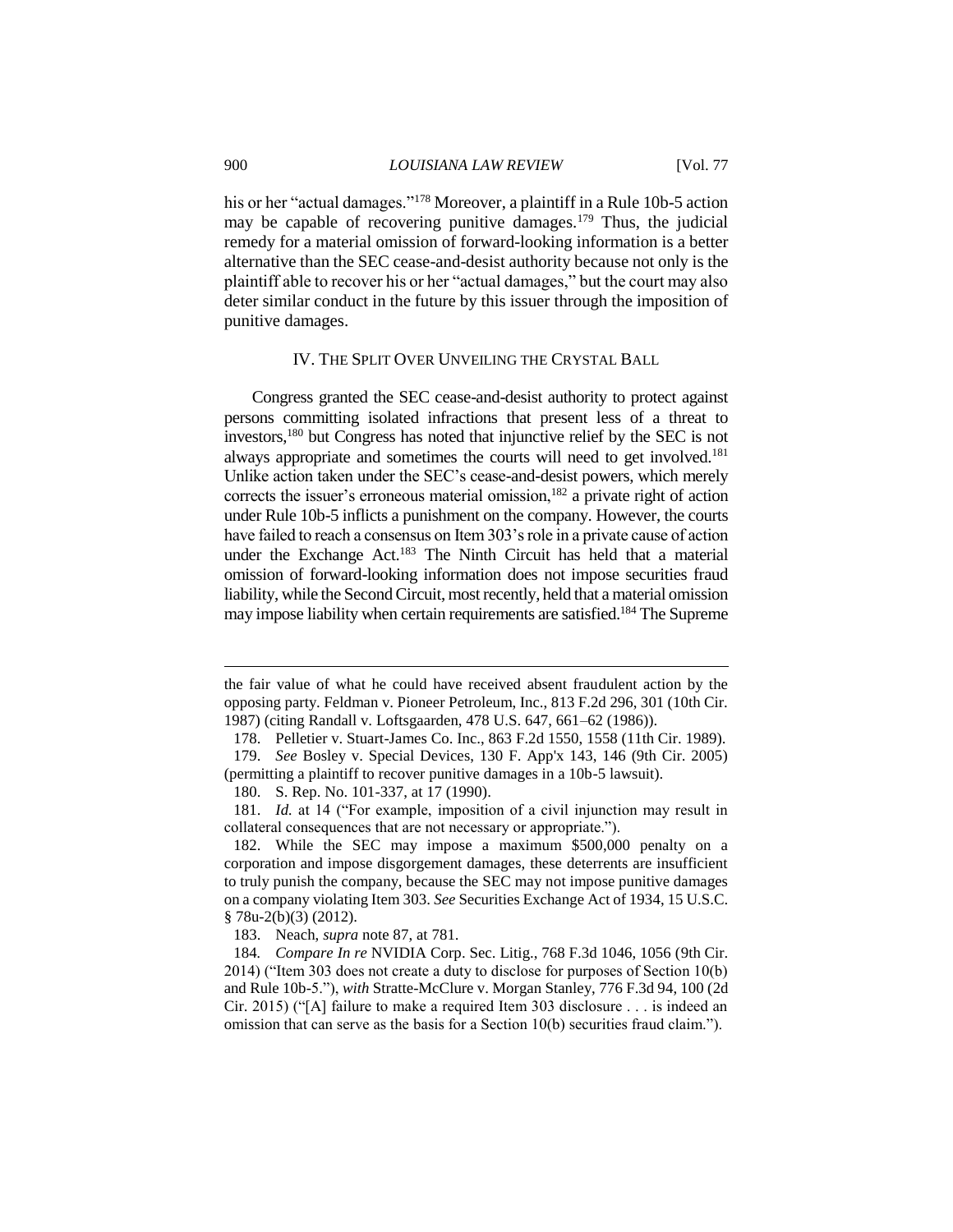his or her "actual damages."[178] Moreover, a plaintiff in a Rule 10b-5 action may be capable of recovering punitive damages.[179] Thus, the judicial remedy for a material omission of forward-looking information is a better alternative than the SEC cease-and-desist authority because not only is the plaintiff able to recover his or her "actual damages," but the court may also deter similar conduct in the future by this issuer through the imposition of punitive damages.

## IV. The Split Over Unveiling the Crystal Ball

Congress granted the SEC cease-and-desist authority to protect against persons committing isolated infractions that present less of a threat to investors,[180] but Congress has noted that injunctive relief by the SEC is not always appropriate and sometimes the courts will need to get involved.[181] Unlike action taken under the SEC's cease-and-desist powers, which merely corrects the issuer's erroneous material omission,[182] a private right of action under Rule 10b-5 inflicts a punishment on the company. However, the courts have failed to reach a consensus on Item 303's role in a private cause of action under the Exchange Act.[183] The Ninth Circuit has held that a material omission of forward-looking information does not impose securities fraud liability, while the Second Circuit, most recently, held that a material omission may impose liability when certain requirements are satisfied.[184] The Supreme

---

the fair value of what he could have received absent fraudulent action by the opposing party. Feldman v. Pioneer Petroleum, Inc., 813 F.2d 296, 301 (10th Cir. 1987) (citing Randall v. Loftsgaarden, 478 U.S. 647, 661–62 (1986)).

178. Pelletier v. Stuart-James Co. Inc., 863 F.2d 1550, 1558 (11th Cir. 1989).

179. *See* Bosley v. Special Devices, 130 F. App'x 143, 146 (9th Cir. 2005) (permitting a plaintiff to recover punitive damages in a 10b-5 lawsuit).

180. S. Rep. No. 101-337, at 17 (1990).

181. *Id.* at 14 ("For example, imposition of a civil injunction may result in collateral consequences that are not necessary or appropriate.").

182. While the SEC may impose a maximum $500,000 penalty on a corporation and impose disgorgement damages, these deterrents are insufficient to truly punish the company, because the SEC may not impose punitive damages on a company violating Item 303. *See* Securities Exchange Act of 1934, 15 U.S.C. § 78u-2(b)(3) (2012).

183. Neach, *supra* note 87, at 781.

184. *Compare In re* NVIDIA Corp. Sec. Litig., 768 F.3d 1046, 1056 (9th Cir. 2014) ("Item 303 does not create a duty to disclose for purposes of Section 10(b) and Rule 10b-5."), *with* Stratte-McClure v. Morgan Stanley, 776 F.3d 94, 100 (2d Cir. 2015) ("[A] failure to make a required Item 303 disclosure . . . is indeed an omission that can serve as the basis for a Section 10(b) securities fraud claim.").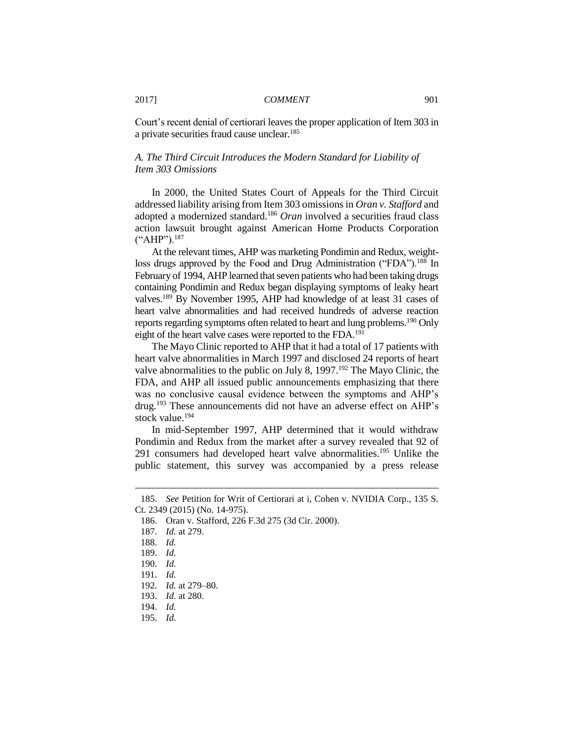Court's recent denial of certiorari leaves the proper application of Item 303 in a private securities fraud cause unclear.[185]

### *A. The Third Circuit Introduces the Modern Standard for Liability of Item 303 Omissions*

In 2000, the United States Court of Appeals for the Third Circuit addressed liability arising from Item 303 omissions in *Oran v. Stafford* and adopted a modernized standard.[186] *Oran* involved a securities fraud class action lawsuit brought against American Home Products Corporation ("AHP").[187]

At the relevant times, AHP was marketing Pondimin and Redux, weight-loss drugs approved by the Food and Drug Administration ("FDA").[188] In February of 1994, AHP learned that seven patients who had been taking drugs containing Pondimin and Redux began displaying symptoms of leaky heart valves.[189] By November 1995, AHP had knowledge of at least 31 cases of heart valve abnormalities and had received hundreds of adverse reaction reports regarding symptoms often related to heart and lung problems.[190] Only eight of the heart valve cases were reported to the FDA.[191]

The Mayo Clinic reported to AHP that it had a total of 17 patients with heart valve abnormalities in March 1997 and disclosed 24 reports of heart valve abnormalities to the public on July 8, 1997.[192] The Mayo Clinic, the FDA, and AHP all issued public announcements emphasizing that there was no conclusive causal evidence between the symptoms and AHP's drug.[193] These announcements did not have an adverse effect on AHP's stock value.[194]

In mid-September 1997, AHP determined that it would withdraw Pondimin and Redux from the market after a survey revealed that 92 of 291 consumers had developed heart valve abnormalities.[195] Unlike the public statement, this survey was accompanied by a press release

---

185. *See* Petition for Writ of Certiorari at i, Cohen v. NVIDIA Corp., 135 S. Ct. 2349 (2015) (No. 14-975).

186. Oran v. Stafford, 226 F.3d 275 (3d Cir. 2000).

187. *Id.* at 279.

188. *Id.*

189. *Id.*

190. *Id.*

191. *Id.*

192. *Id.* at 279–80.

193. *Id.* at 280.

194. *Id.*

195. *Id.*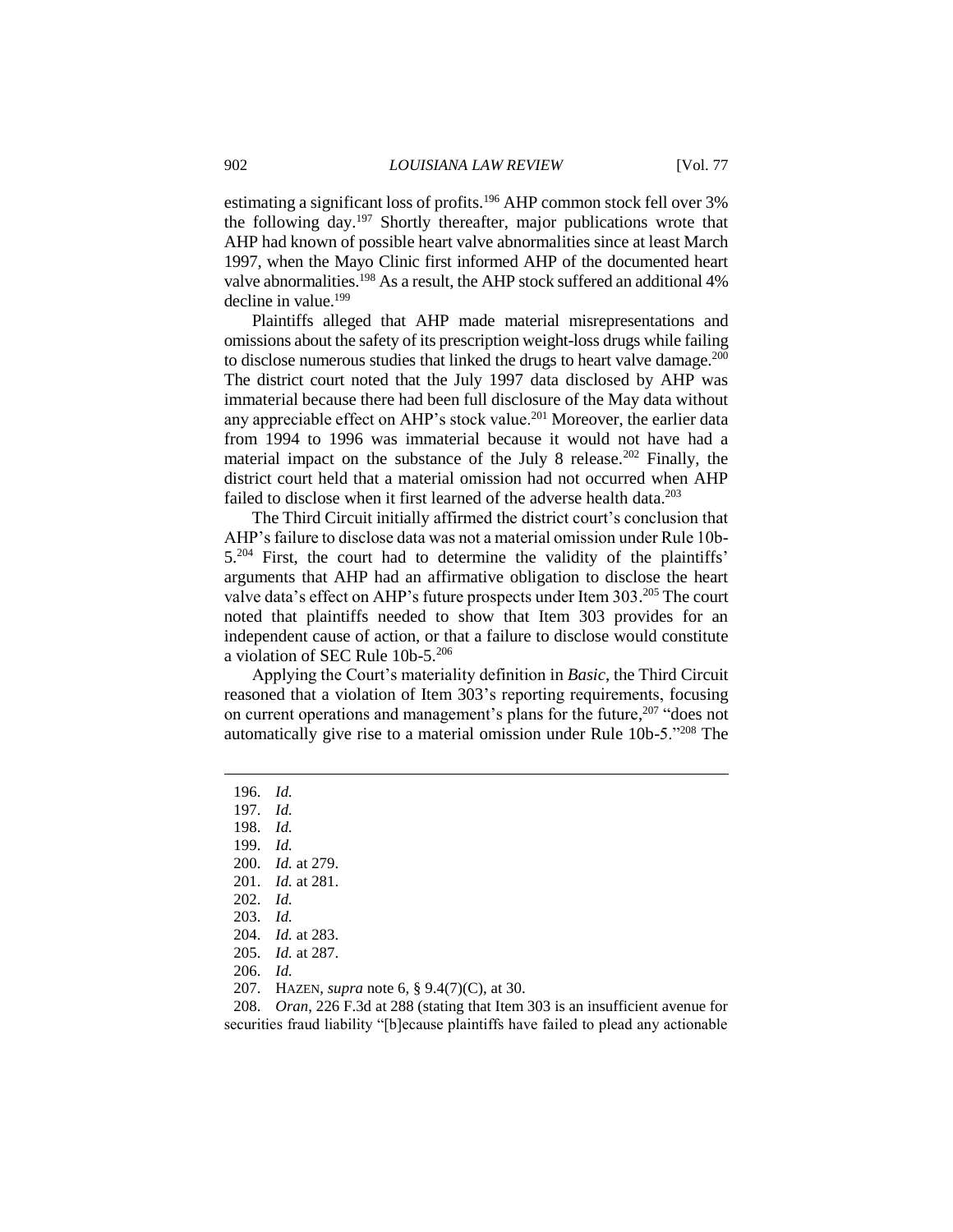estimating a significant loss of profits.[196] AHP common stock fell over 3% the following day.[197] Shortly thereafter, major publications wrote that AHP had known of possible heart valve abnormalities since at least March 1997, when the Mayo Clinic first informed AHP of the documented heart valve abnormalities.[198] As a result, the AHP stock suffered an additional 4% decline in value.[199]

Plaintiffs alleged that AHP made material misrepresentations and omissions about the safety of its prescription weight-loss drugs while failing to disclose numerous studies that linked the drugs to heart valve damage.[200] The district court noted that the July 1997 data disclosed by AHP was immaterial because there had been full disclosure of the May data without any appreciable effect on AHP's stock value.[201] Moreover, the earlier data from 1994 to 1996 was immaterial because it would not have had a material impact on the substance of the July 8 release.[202] Finally, the district court held that a material omission had not occurred when AHP failed to disclose when it first learned of the adverse health data.[203]

The Third Circuit initially affirmed the district court's conclusion that AHP's failure to disclose data was not a material omission under Rule 10b-5.[204] First, the court had to determine the validity of the plaintiffs' arguments that AHP had an affirmative obligation to disclose the heart valve data's effect on AHP's future prospects under Item 303.[205] The court noted that plaintiffs needed to show that Item 303 provides for an independent cause of action, or that a failure to disclose would constitute a violation of SEC Rule 10b-5.[206]

Applying the Court's materiality definition in *Basic*, the Third Circuit reasoned that a violation of Item 303's reporting requirements, focusing on current operations and management's plans for the future,[207] "does not automatically give rise to a material omission under Rule 10b-5."[208] The

---

196. *Id.*
197. *Id.*
198. *Id.*
199. *Id.*
200. *Id.* at 279.
201. *Id.* at 281.
202. *Id.*
203. *Id.*
204. *Id.* at 283.
205. *Id.* at 287.
206. *Id.*
207. HAZEN, *supra* note 6, § 9.4(7)(C), at 30.
208. *Oran*, 226 F.3d at 288 (stating that Item 303 is an insufficient avenue for securities fraud liability "[b]ecause plaintiffs have failed to plead any actionable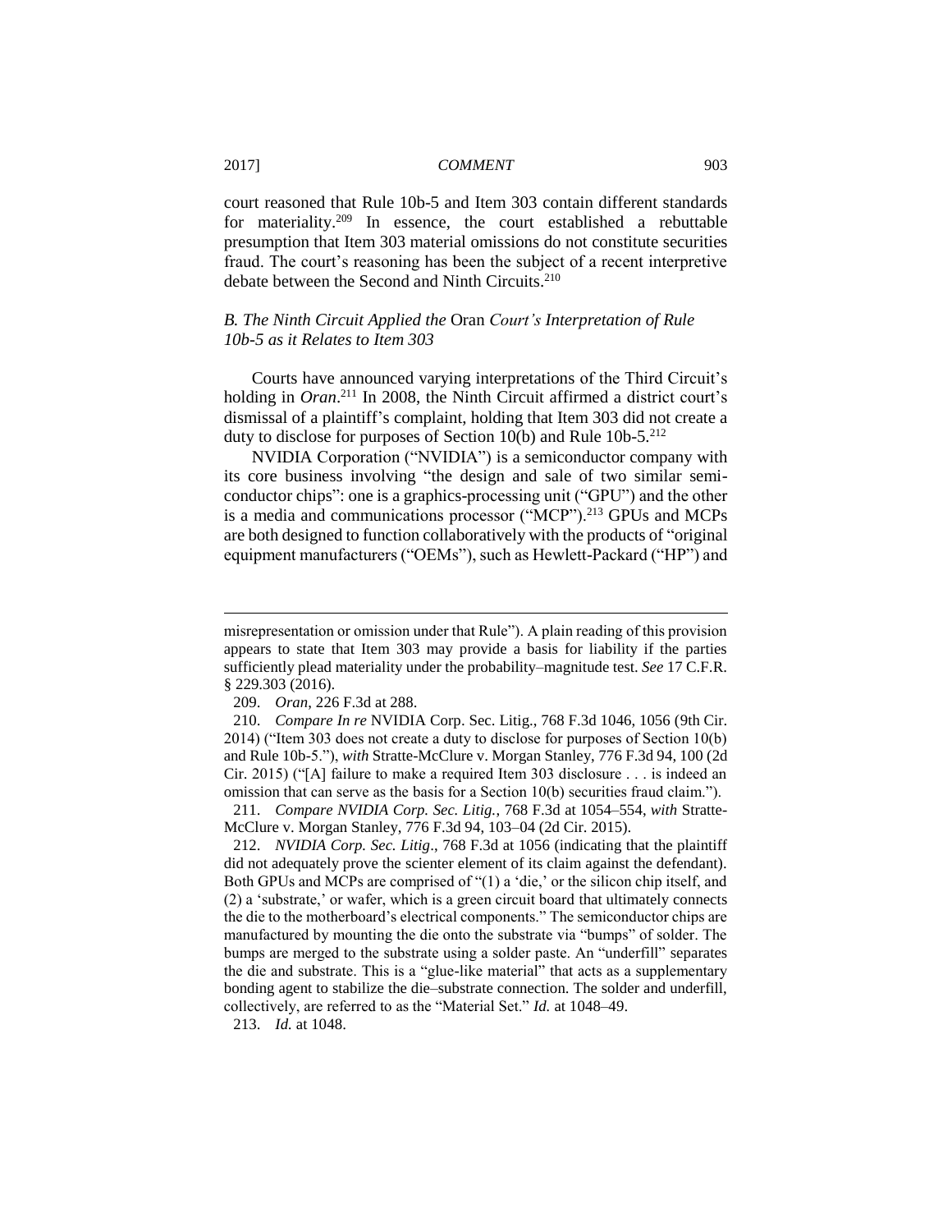court reasoned that Rule 10b-5 and Item 303 contain different standards for materiality.[209] In essence, the court established a rebuttable presumption that Item 303 material omissions do not constitute securities fraud. The court's reasoning has been the subject of a recent interpretive debate between the Second and Ninth Circuits.[210]

### *B. The Ninth Circuit Applied the* Oran *Court's Interpretation of Rule 10b-5 as it Relates to Item 303*

Courts have announced varying interpretations of the Third Circuit's holding in *Oran*.[211] In 2008, the Ninth Circuit affirmed a district court's dismissal of a plaintiff's complaint, holding that Item 303 did not create a duty to disclose for purposes of Section 10(b) and Rule 10b-5.[212]

NVIDIA Corporation ("NVIDIA") is a semiconductor company with its core business involving "the design and sale of two similar semiconductor chips": one is a graphics-processing unit ("GPU") and the other is a media and communications processor ("MCP").[213] GPUs and MCPs are both designed to function collaboratively with the products of "original equipment manufacturers ("OEMs"), such as Hewlett-Packard ("HP") and

---

misrepresentation or omission under that Rule"). A plain reading of this provision appears to state that Item 303 may provide a basis for liability if the parties sufficiently plead materiality under the probability–magnitude test. *See* 17 C.F.R. § 229.303 (2016).

209. *Oran*, 226 F.3d at 288.

210. *Compare In re* NVIDIA Corp. Sec. Litig., 768 F.3d 1046, 1056 (9th Cir. 2014) ("Item 303 does not create a duty to disclose for purposes of Section 10(b) and Rule 10b-5."), *with* Stratte-McClure v. Morgan Stanley, 776 F.3d 94, 100 (2d Cir. 2015) ("[A] failure to make a required Item 303 disclosure . . . is indeed an omission that can serve as the basis for a Section 10(b) securities fraud claim.").

211. *Compare NVIDIA Corp. Sec. Litig.*, 768 F.3d at 1054–554, *with* Stratte-McClure v. Morgan Stanley, 776 F.3d 94, 103–04 (2d Cir. 2015).

212. *NVIDIA Corp. Sec. Litig*., 768 F.3d at 1056 (indicating that the plaintiff did not adequately prove the scienter element of its claim against the defendant). Both GPUs and MCPs are comprised of "(1) a 'die,' or the silicon chip itself, and (2) a 'substrate,' or wafer, which is a green circuit board that ultimately connects the die to the motherboard's electrical components." The semiconductor chips are manufactured by mounting the die onto the substrate via "bumps" of solder. The bumps are merged to the substrate using a solder paste. An "underfill" separates the die and substrate. This is a "glue-like material" that acts as a supplementary bonding agent to stabilize the die–substrate connection. The solder and underfill, collectively, are referred to as the "Material Set." *Id.* at 1048–49.

213. *Id.* at 1048.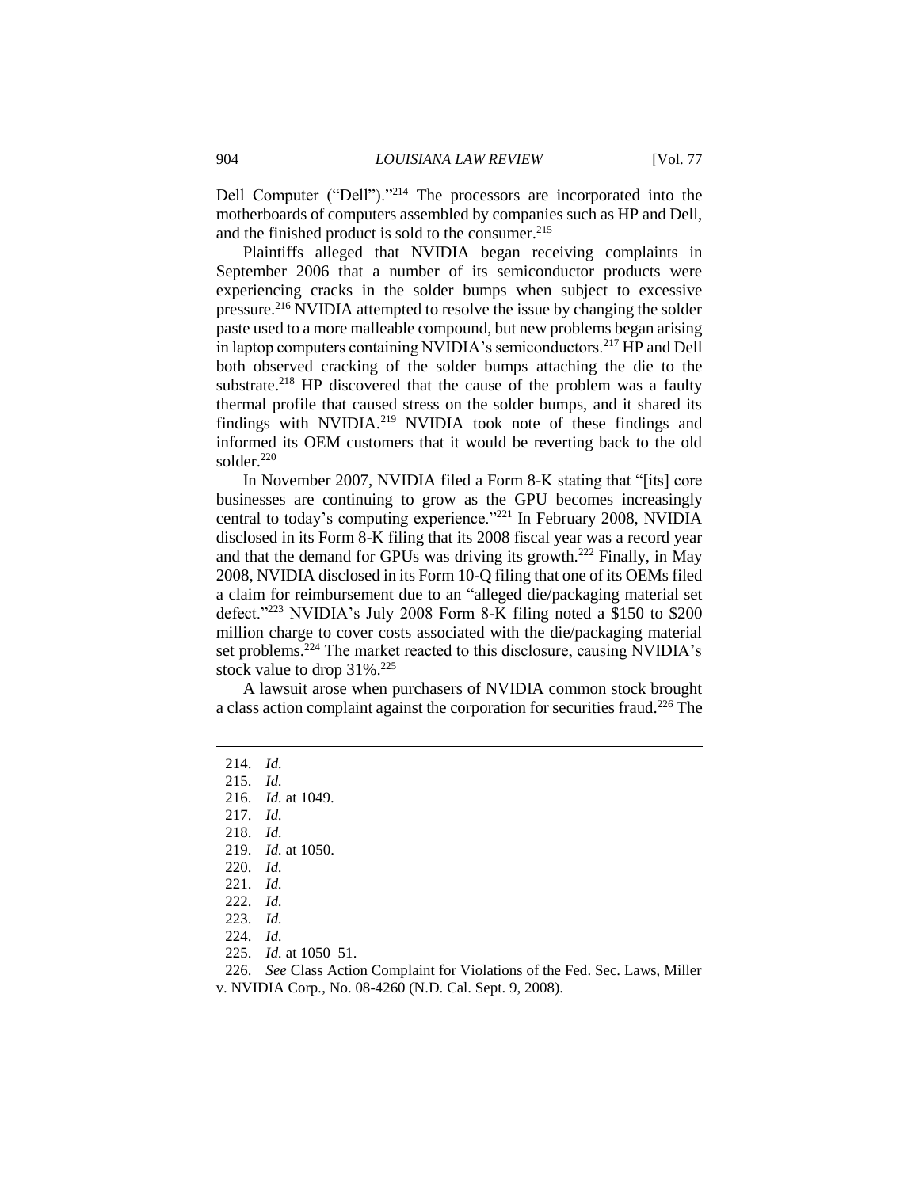Dell Computer ("Dell")."[214] The processors are incorporated into the motherboards of computers assembled by companies such as HP and Dell, and the finished product is sold to the consumer.[215]

Plaintiffs alleged that NVIDIA began receiving complaints in September 2006 that a number of its semiconductor products were experiencing cracks in the solder bumps when subject to excessive pressure.[216] NVIDIA attempted to resolve the issue by changing the solder paste used to a more malleable compound, but new problems began arising in laptop computers containing NVIDIA's semiconductors.[217] HP and Dell both observed cracking of the solder bumps attaching the die to the substrate.[218] HP discovered that the cause of the problem was a faulty thermal profile that caused stress on the solder bumps, and it shared its findings with NVIDIA.[219] NVIDIA took note of these findings and informed its OEM customers that it would be reverting back to the old solder.[220]

In November 2007, NVIDIA filed a Form 8-K stating that "[its] core businesses are continuing to grow as the GPU becomes increasingly central to today's computing experience."[221] In February 2008, NVIDIA disclosed in its Form 8-K filing that its 2008 fiscal year was a record year and that the demand for GPUs was driving its growth.[222] Finally, in May 2008, NVIDIA disclosed in its Form 10-Q filing that one of its OEMs filed a claim for reimbursement due to an "alleged die/packaging material set defect."[223] NVIDIA's July 2008 Form 8-K filing noted a $150 to $200 million charge to cover costs associated with the die/packaging material set problems.[224] The market reacted to this disclosure, causing NVIDIA's stock value to drop 31%.[225]

A lawsuit arose when purchasers of NVIDIA common stock brought a class action complaint against the corporation for securities fraud.[226] The

---

214. *Id.*
215. *Id.*
216. *Id.* at 1049.
217. *Id.*
218. *Id.*
219. *Id.* at 1050.
220. *Id.*
221. *Id.*
222. *Id.*
223. *Id.*
224. *Id.*
225. *Id.* at 1050–51.
226. *See* Class Action Complaint for Violations of the Fed. Sec. Laws, Miller v. NVIDIA Corp., No. 08-4260 (N.D. Cal. Sept. 9, 2008).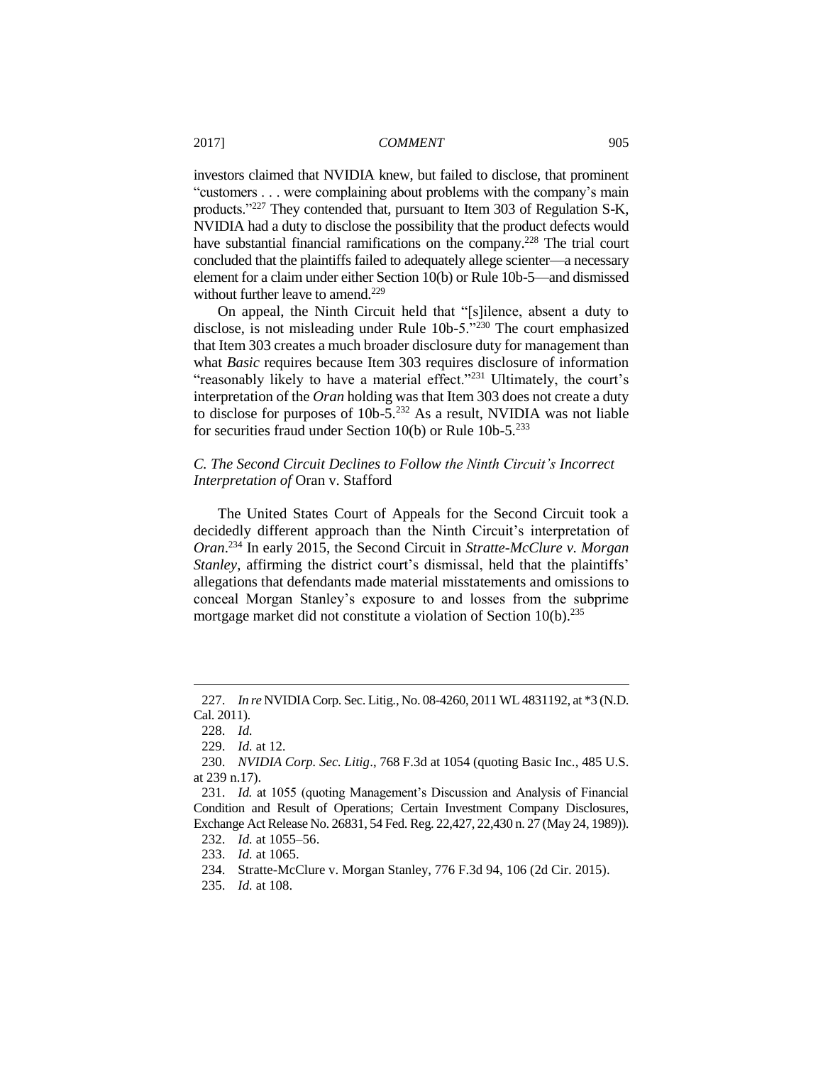investors claimed that NVIDIA knew, but failed to disclose, that prominent "customers . . . were complaining about problems with the company's main products."[227] They contended that, pursuant to Item 303 of Regulation S-K, NVIDIA had a duty to disclose the possibility that the product defects would have substantial financial ramifications on the company.[228] The trial court concluded that the plaintiffs failed to adequately allege scienter—a necessary element for a claim under either Section 10(b) or Rule 10b-5—and dismissed without further leave to amend.[229]

On appeal, the Ninth Circuit held that "[s]ilence, absent a duty to disclose, is not misleading under Rule 10b-5."[230] The court emphasized that Item 303 creates a much broader disclosure duty for management than what *Basic* requires because Item 303 requires disclosure of information "reasonably likely to have a material effect."[231] Ultimately, the court's interpretation of the *Oran* holding was that Item 303 does not create a duty to disclose for purposes of 10b-5.[232] As a result, NVIDIA was not liable for securities fraud under Section 10(b) or Rule 10b-5.[233]

### *C. The Second Circuit Declines to Follow the Ninth Circuit's Incorrect Interpretation of* Oran v. Stafford

The United States Court of Appeals for the Second Circuit took a decidedly different approach than the Ninth Circuit's interpretation of *Oran*.[234] In early 2015, the Second Circuit in *Stratte-McClure v. Morgan Stanley*, affirming the district court's dismissal, held that the plaintiffs' allegations that defendants made material misstatements and omissions to conceal Morgan Stanley's exposure to and losses from the subprime mortgage market did not constitute a violation of Section 10(b).[235]

---

227. *In re* NVIDIA Corp. Sec. Litig., No. 08-4260, 2011 WL 4831192, at *3 (N.D. Cal. 2011).

228. *Id.*

229. *Id.* at 12.

230. *NVIDIA Corp. Sec. Litig*., 768 F.3d at 1054 (quoting Basic Inc., 485 U.S. at 239 n.17).

231. *Id.* at 1055 (quoting Management's Discussion and Analysis of Financial Condition and Result of Operations; Certain Investment Company Disclosures, Exchange Act Release No. 26831, 54 Fed. Reg. 22,427, 22,430 n. 27 (May 24, 1989)).

232. *Id.* at 1055–56.

233. *Id.* at 1065.

234. Stratte-McClure v. Morgan Stanley, 776 F.3d 94, 106 (2d Cir. 2015).

235. *Id.* at 108.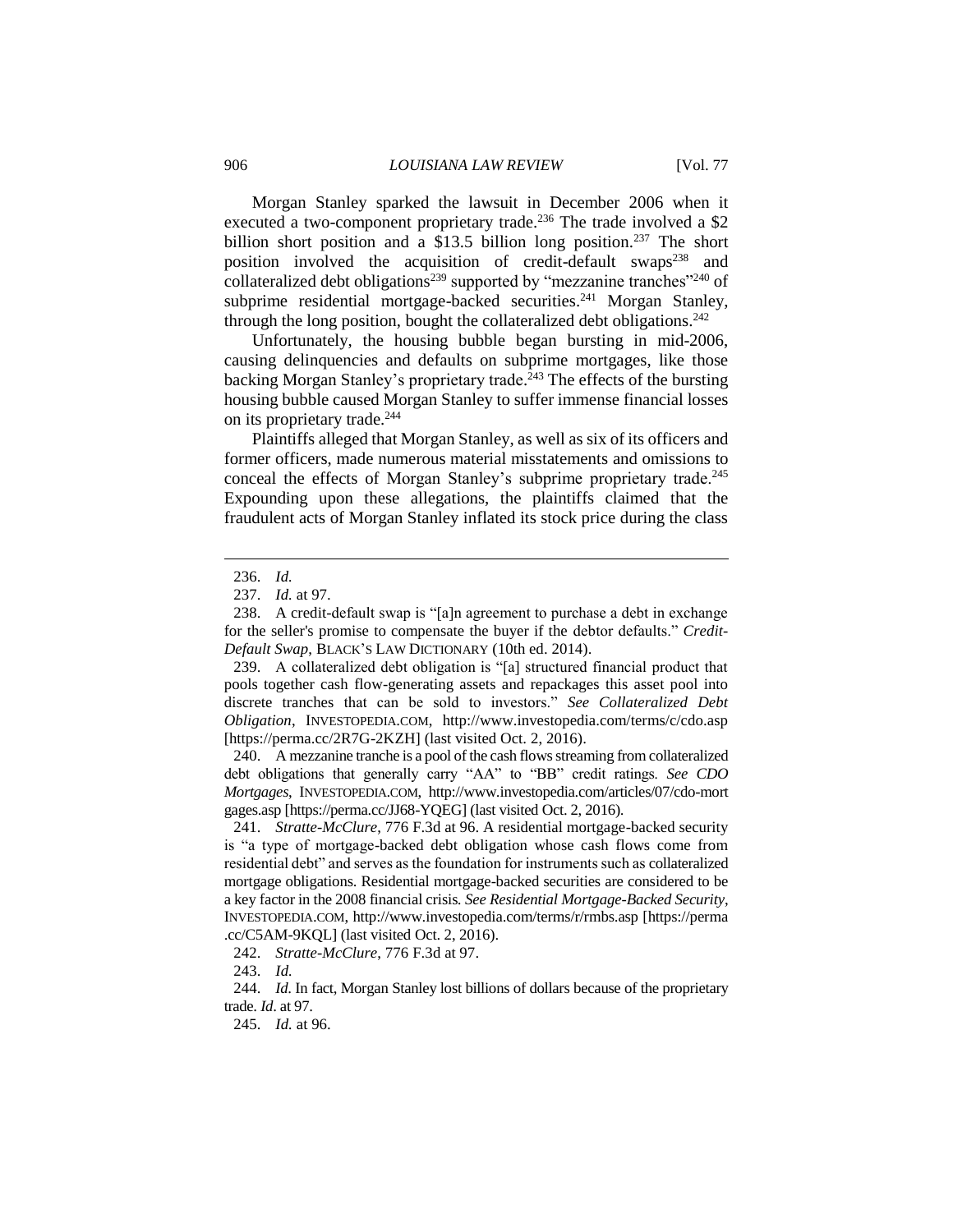Morgan Stanley sparked the lawsuit in December 2006 when it executed a two-component proprietary trade.[236] The trade involved a $2 billion short position and a $13.5 billion long position.[237] The short position involved the acquisition of credit-default swaps[238] and collateralized debt obligations[239] supported by "mezzanine tranches"[240] of subprime residential mortgage-backed securities.[241] Morgan Stanley, through the long position, bought the collateralized debt obligations.[242]

Unfortunately, the housing bubble began bursting in mid-2006, causing delinquencies and defaults on subprime mortgages, like those backing Morgan Stanley's proprietary trade.[243] The effects of the bursting housing bubble caused Morgan Stanley to suffer immense financial losses on its proprietary trade.[244]

Plaintiffs alleged that Morgan Stanley, as well as six of its officers and former officers, made numerous material misstatements and omissions to conceal the effects of Morgan Stanley's subprime proprietary trade.[245] Expounding upon these allegations, the plaintiffs claimed that the fraudulent acts of Morgan Stanley inflated its stock price during the class

---

236. *Id.*

237. *Id.* at 97.

238. A credit-default swap is "[a]n agreement to purchase a debt in exchange for the seller's promise to compensate the buyer if the debtor defaults." *Credit-Default Swap*, BLACK'S LAW DICTIONARY (10th ed. 2014).

239. A collateralized debt obligation is "[a] structured financial product that pools together cash flow-generating assets and repackages this asset pool into discrete tranches that can be sold to investors." *See Collateralized Debt Obligation*, INVESTOPEDIA.COM, http://www.investopedia.com/terms/c/cdo.asp [https://perma.cc/2R7G-2KZH] (last visited Oct. 2, 2016).

240. A mezzanine tranche is a pool of the cash flows streaming from collateralized debt obligations that generally carry "AA" to "BB" credit ratings. *See CDO Mortgages*, INVESTOPEDIA.COM, http://www.investopedia.com/articles/07/cdo-mortgages.asp [https://perma.cc/JJ68-YQEG] (last visited Oct. 2, 2016).

241. *Stratte-McClure*, 776 F.3d at 96. A residential mortgage-backed security is "a type of mortgage-backed debt obligation whose cash flows come from residential debt" and serves as the foundation for instruments such as collateralized mortgage obligations. Residential mortgage-backed securities are considered to be a key factor in the 2008 financial crisis. *See Residential Mortgage-Backed Security*, INVESTOPEDIA.COM, http://www.investopedia.com/terms/r/rmbs.asp [https://perma.cc/C5AM-9KQL] (last visited Oct. 2, 2016).

242. *Stratte-McClure*, 776 F.3d at 97.

243. *Id.*

244. *Id.* In fact, Morgan Stanley lost billions of dollars because of the proprietary trade. *Id.* at 97.

245. *Id.* at 96.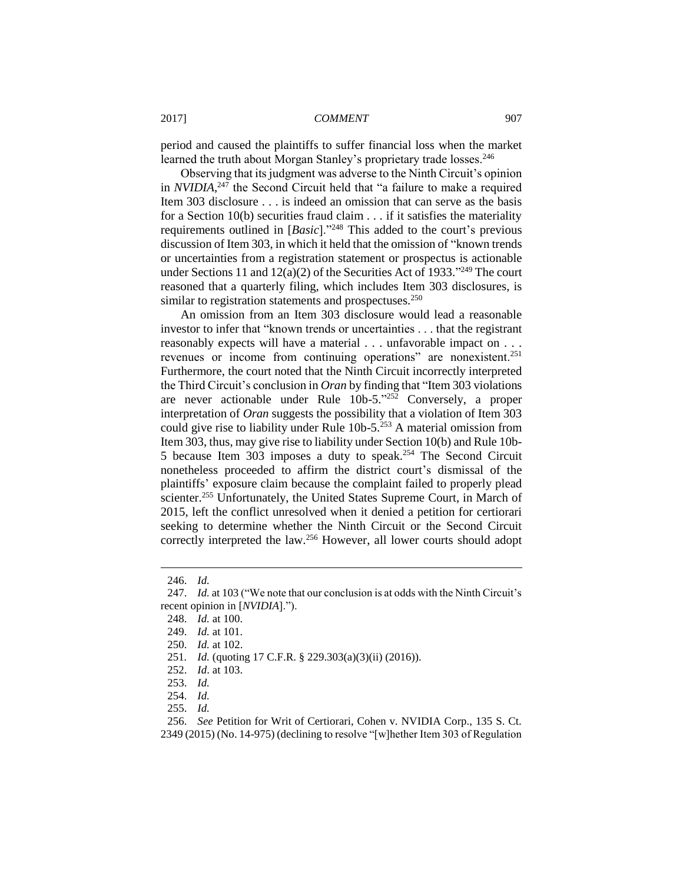period and caused the plaintiffs to suffer financial loss when the market learned the truth about Morgan Stanley's proprietary trade losses.[246]

Observing that its judgment was adverse to the Ninth Circuit's opinion in *NVIDIA*,[247] the Second Circuit held that "a failure to make a required Item 303 disclosure . . . is indeed an omission that can serve as the basis for a Section 10(b) securities fraud claim . . . if it satisfies the materiality requirements outlined in [*Basic*]."[248] This added to the court's previous discussion of Item 303, in which it held that the omission of "known trends or uncertainties from a registration statement or prospectus is actionable under Sections 11 and 12(a)(2) of the Securities Act of 1933."[249] The court reasoned that a quarterly filing, which includes Item 303 disclosures, is similar to registration statements and prospectuses.[250]

An omission from an Item 303 disclosure would lead a reasonable investor to infer that "known trends or uncertainties . . . that the registrant reasonably expects will have a material . . . unfavorable impact on . . . revenues or income from continuing operations" are nonexistent.[251] Furthermore, the court noted that the Ninth Circuit incorrectly interpreted the Third Circuit's conclusion in *Oran* by finding that "Item 303 violations are never actionable under Rule 10b-5."[252] Conversely, a proper interpretation of *Oran* suggests the possibility that a violation of Item 303 could give rise to liability under Rule 10b-5.[253] A material omission from Item 303, thus, may give rise to liability under Section 10(b) and Rule 10b-5 because Item 303 imposes a duty to speak.[254] The Second Circuit nonetheless proceeded to affirm the district court's dismissal of the plaintiffs' exposure claim because the complaint failed to properly plead scienter.[255] Unfortunately, the United States Supreme Court, in March of 2015, left the conflict unresolved when it denied a petition for certiorari seeking to determine whether the Ninth Circuit or the Second Circuit correctly interpreted the law.[256] However, all lower courts should adopt

---

246. *Id.*

247. *Id.* at 103 ("We note that our conclusion is at odds with the Ninth Circuit's recent opinion in [*NVIDIA*].").

248. *Id.* at 100.

249. *Id.* at 101.

250. *Id.* at 102.

251. *Id.* (quoting 17 C.F.R. § 229.303(a)(3)(ii) (2016)).

252. *Id*. at 103.

253. *Id.*

254. *Id.*

255. *Id.*

256. *See* Petition for Writ of Certiorari, Cohen v. NVIDIA Corp., 135 S. Ct. 2349 (2015) (No. 14-975) (declining to resolve "[w]hether Item 303 of Regulation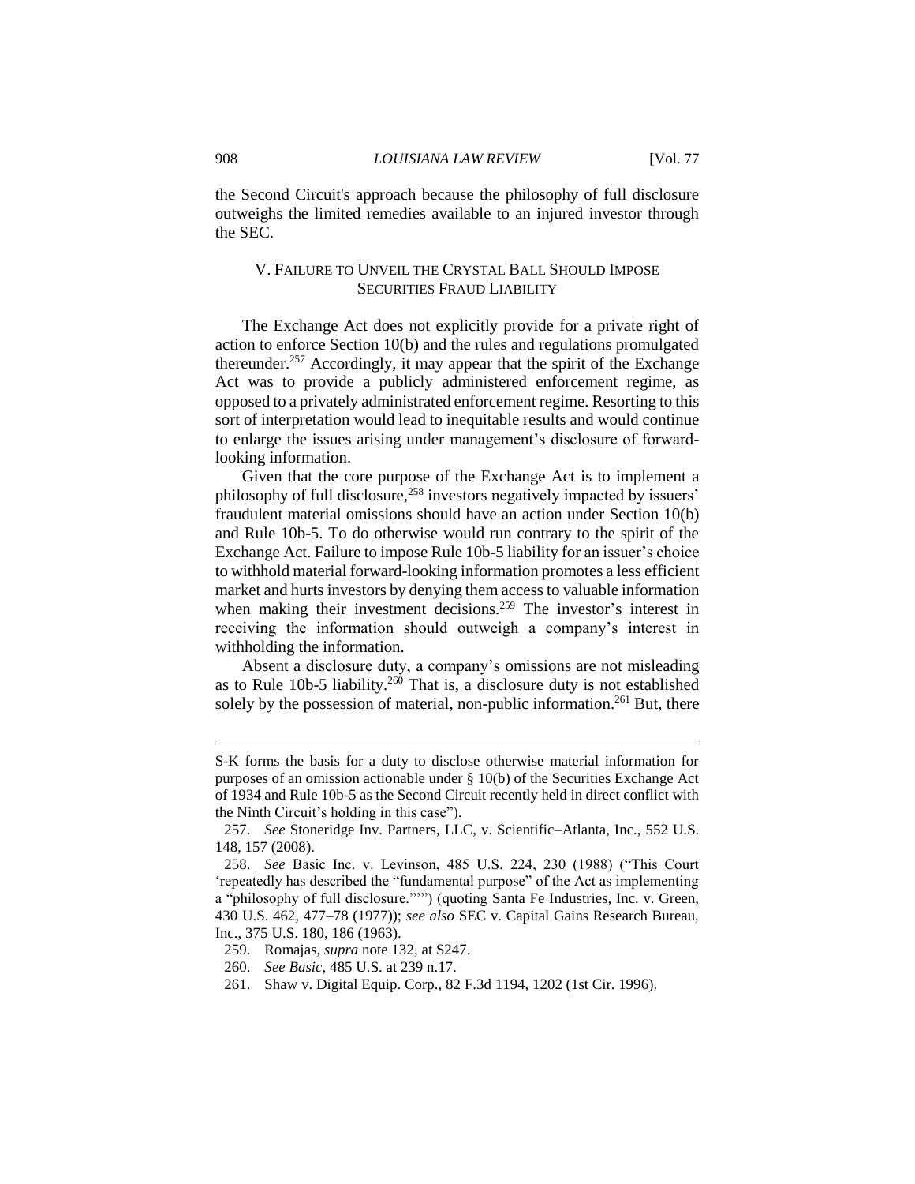the Second Circuit's approach because the philosophy of full disclosure outweighs the limited remedies available to an injured investor through the SEC.

## V. FAILURE TO UNVEIL THE CRYSTAL BALL SHOULD IMPOSE SECURITIES FRAUD LIABILITY

The Exchange Act does not explicitly provide for a private right of action to enforce Section 10(b) and the rules and regulations promulgated thereunder.[257] Accordingly, it may appear that the spirit of the Exchange Act was to provide a publicly administered enforcement regime, as opposed to a privately administrated enforcement regime. Resorting to this sort of interpretation would lead to inequitable results and would continue to enlarge the issues arising under management's disclosure of forward-looking information.

Given that the core purpose of the Exchange Act is to implement a philosophy of full disclosure,[258] investors negatively impacted by issuers' fraudulent material omissions should have an action under Section 10(b) and Rule 10b-5. To do otherwise would run contrary to the spirit of the Exchange Act. Failure to impose Rule 10b-5 liability for an issuer's choice to withhold material forward-looking information promotes a less efficient market and hurts investors by denying them access to valuable information when making their investment decisions.[259] The investor's interest in receiving the information should outweigh a company's interest in withholding the information.

Absent a disclosure duty, a company's omissions are not misleading as to Rule 10b-5 liability.[260] That is, a disclosure duty is not established solely by the possession of material, non-public information.[261] But, there

---

S-K forms the basis for a duty to disclose otherwise material information for purposes of an omission actionable under § 10(b) of the Securities Exchange Act of 1934 and Rule 10b-5 as the Second Circuit recently held in direct conflict with the Ninth Circuit's holding in this case").

257. *See* Stoneridge Inv. Partners, LLC, v. Scientific–Atlanta, Inc., 552 U.S. 148, 157 (2008).

258. *See* Basic Inc. v. Levinson, 485 U.S. 224, 230 (1988) ("This Court 'repeatedly has described the "fundamental purpose" of the Act as implementing a "philosophy of full disclosure."'") (quoting Santa Fe Industries, Inc. v. Green, 430 U.S. 462, 477–78 (1977)); *see also* SEC v. Capital Gains Research Bureau, Inc., 375 U.S. 180, 186 (1963).

259. Romajas, *supra* note 132, at S247.

260. *See Basic*, 485 U.S. at 239 n.17.

261. Shaw v. Digital Equip. Corp., 82 F.3d 1194, 1202 (1st Cir. 1996).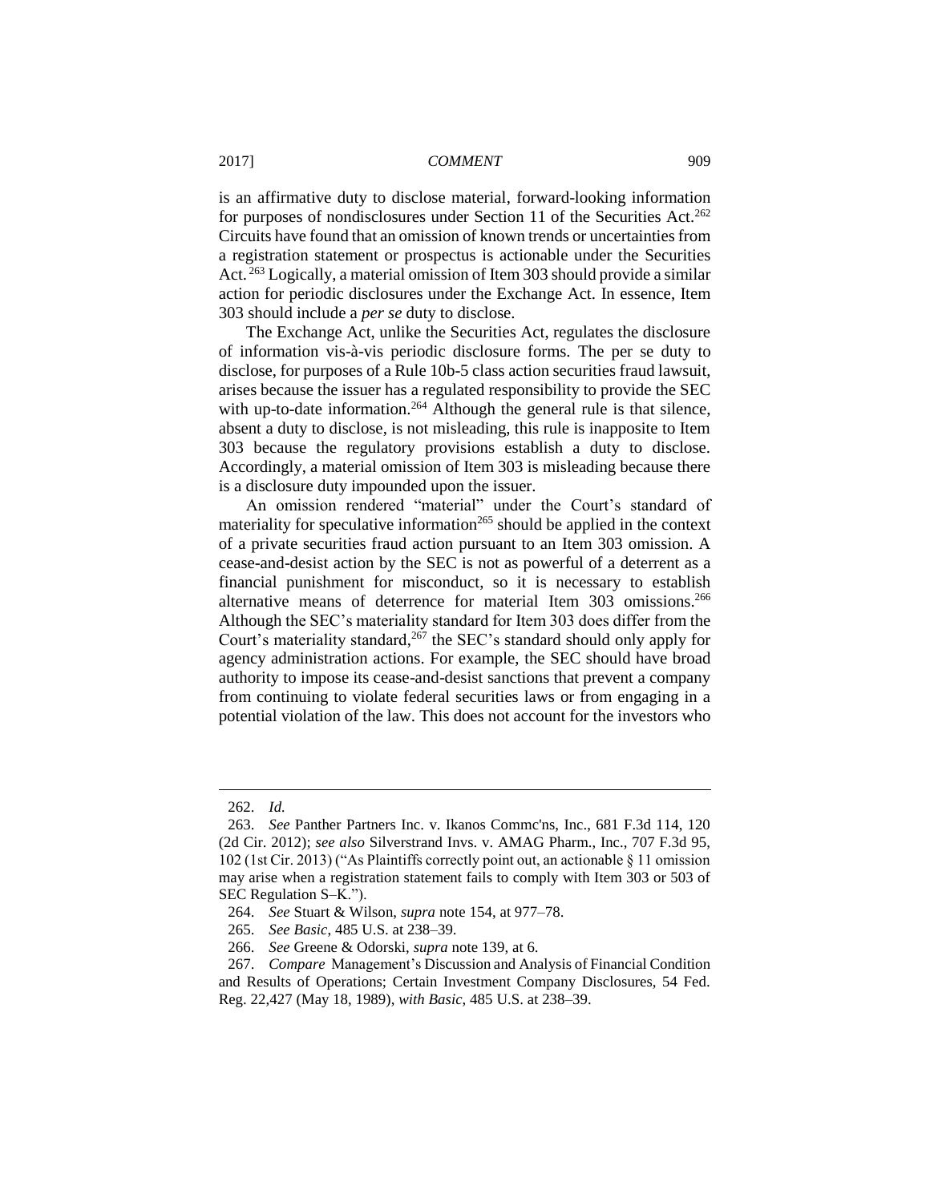is an affirmative duty to disclose material, forward-looking information for purposes of nondisclosures under Section 11 of the Securities Act.[262] Circuits have found that an omission of known trends or uncertainties from a registration statement or prospectus is actionable under the Securities Act.[263] Logically, a material omission of Item 303 should provide a similar action for periodic disclosures under the Exchange Act. In essence, Item 303 should include a *per se* duty to disclose.

The Exchange Act, unlike the Securities Act, regulates the disclosure of information vis-à-vis periodic disclosure forms. The per se duty to disclose, for purposes of a Rule 10b-5 class action securities fraud lawsuit, arises because the issuer has a regulated responsibility to provide the SEC with up-to-date information.[264] Although the general rule is that silence, absent a duty to disclose, is not misleading, this rule is inapposite to Item 303 because the regulatory provisions establish a duty to disclose. Accordingly, a material omission of Item 303 is misleading because there is a disclosure duty impounded upon the issuer.

An omission rendered "material" under the Court's standard of materiality for speculative information[265] should be applied in the context of a private securities fraud action pursuant to an Item 303 omission. A cease-and-desist action by the SEC is not as powerful of a deterrent as a financial punishment for misconduct, so it is necessary to establish alternative means of deterrence for material Item 303 omissions.[266] Although the SEC's materiality standard for Item 303 does differ from the Court's materiality standard,[267] the SEC's standard should only apply for agency administration actions. For example, the SEC should have broad authority to impose its cease-and-desist sanctions that prevent a company from continuing to violate federal securities laws or from engaging in a potential violation of the law. This does not account for the investors who

---

262. *Id.*

263. *See* Panther Partners Inc. v. Ikanos Commc'ns, Inc., 681 F.3d 114, 120 (2d Cir. 2012); *see also* Silverstrand Invs. v. AMAG Pharm., Inc., 707 F.3d 95, 102 (1st Cir. 2013) ("As Plaintiffs correctly point out, an actionable § 11 omission may arise when a registration statement fails to comply with Item 303 or 503 of SEC Regulation S–K.").

264. *See* Stuart & Wilson, *supra* note 154, at 977–78.

265. *See Basic*, 485 U.S. at 238–39.

266. *See* Greene & Odorski, *supra* note 139, at 6.

267. *Compare* Management's Discussion and Analysis of Financial Condition and Results of Operations; Certain Investment Company Disclosures, 54 Fed. Reg. 22,427 (May 18, 1989), *with Basic*, 485 U.S. at 238–39.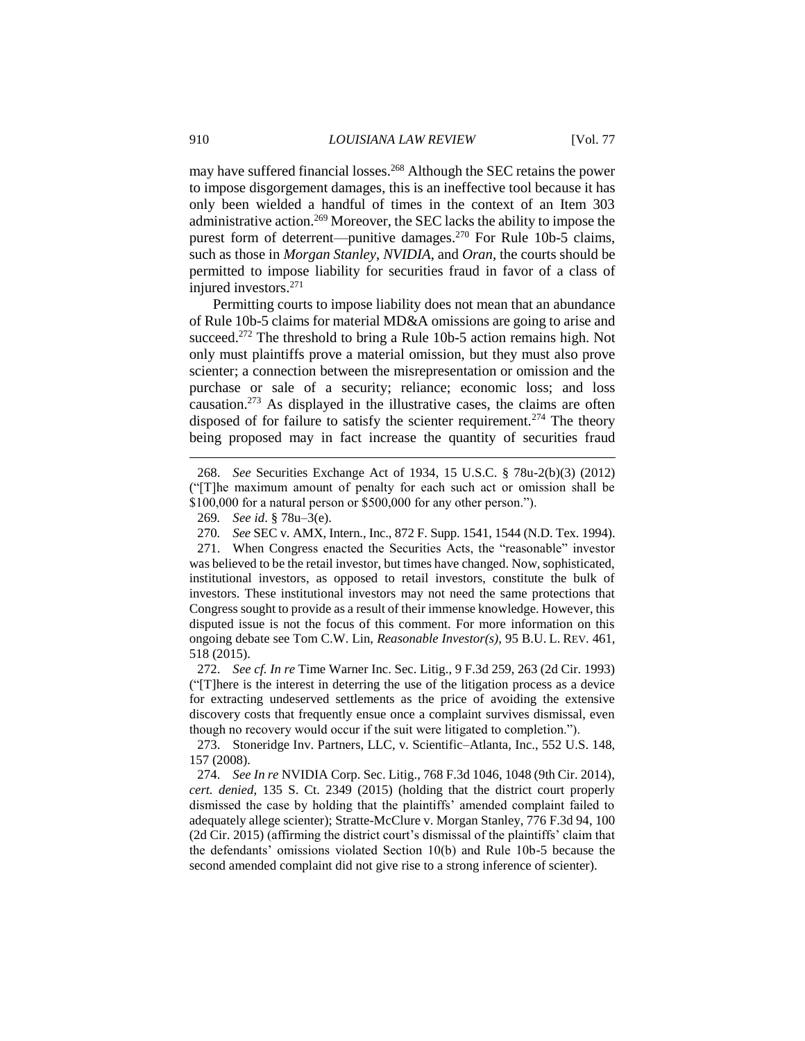may have suffered financial losses.[268] Although the SEC retains the power to impose disgorgement damages, this is an ineffective tool because it has only been wielded a handful of times in the context of an Item 303 administrative action.[269] Moreover, the SEC lacks the ability to impose the purest form of deterrent—punitive damages.[270] For Rule 10b-5 claims, such as those in *Morgan Stanley*, *NVIDIA*, and *Oran*, the courts should be permitted to impose liability for securities fraud in favor of a class of injured investors.[271]

Permitting courts to impose liability does not mean that an abundance of Rule 10b-5 claims for material MD&A omissions are going to arise and succeed.[272] The threshold to bring a Rule 10b-5 action remains high. Not only must plaintiffs prove a material omission, but they must also prove scienter; a connection between the misrepresentation or omission and the purchase or sale of a security; reliance; economic loss; and loss causation.[273] As displayed in the illustrative cases, the claims are often disposed of for failure to satisfy the scienter requirement.[274] The theory being proposed may in fact increase the quantity of securities fraud

---

268. *See* Securities Exchange Act of 1934, 15 U.S.C. § 78u-2(b)(3) (2012) ("[T]he maximum amount of penalty for each such act or omission shall be $100,000 for a natural person or $500,000 for any other person.").

269. *See id*. § 78u–3(e).

270. *See* SEC v. AMX, Intern., Inc., 872 F. Supp. 1541, 1544 (N.D. Tex. 1994).

271. When Congress enacted the Securities Acts, the "reasonable" investor was believed to be the retail investor, but times have changed. Now, sophisticated, institutional investors, as opposed to retail investors, constitute the bulk of investors. These institutional investors may not need the same protections that Congress sought to provide as a result of their immense knowledge. However, this disputed issue is not the focus of this comment. For more information on this ongoing debate see Tom C.W. Lin, *Reasonable Investor(s)*, 95 B.U. L. REV. 461, 518 (2015).

272. *See cf. In re* Time Warner Inc. Sec. Litig., 9 F.3d 259, 263 (2d Cir. 1993) ("[T]here is the interest in deterring the use of the litigation process as a device for extracting undeserved settlements as the price of avoiding the extensive discovery costs that frequently ensue once a complaint survives dismissal, even though no recovery would occur if the suit were litigated to completion.").

273. Stoneridge Inv. Partners, LLC, v. Scientific–Atlanta, Inc., 552 U.S. 148, 157 (2008).

274. *See In re* NVIDIA Corp. Sec. Litig., 768 F.3d 1046, 1048 (9th Cir. 2014), *cert. denied*, 135 S. Ct. 2349 (2015) (holding that the district court properly dismissed the case by holding that the plaintiffs' amended complaint failed to adequately allege scienter); Stratte-McClure v. Morgan Stanley, 776 F.3d 94, 100 (2d Cir. 2015) (affirming the district court's dismissal of the plaintiffs' claim that the defendants' omissions violated Section 10(b) and Rule 10b-5 because the second amended complaint did not give rise to a strong inference of scienter).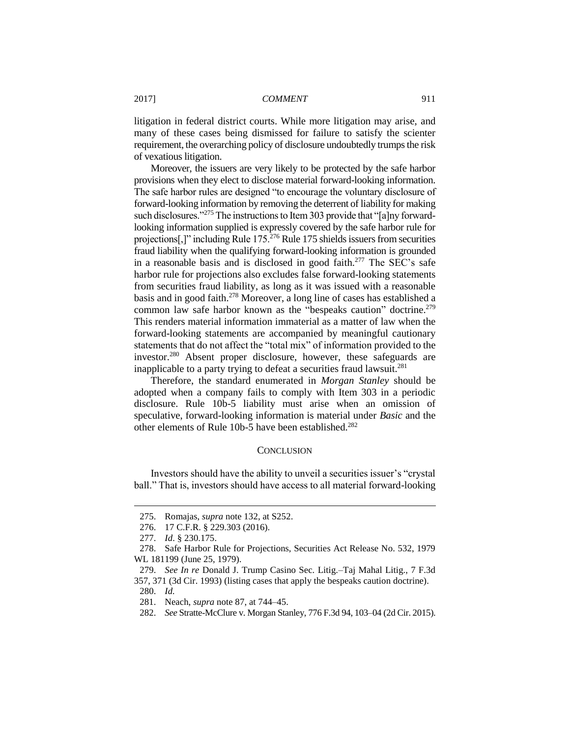litigation in federal district courts. While more litigation may arise, and many of these cases being dismissed for failure to satisfy the scienter requirement, the overarching policy of disclosure undoubtedly trumps the risk of vexatious litigation.

Moreover, the issuers are very likely to be protected by the safe harbor provisions when they elect to disclose material forward-looking information. The safe harbor rules are designed "to encourage the voluntary disclosure of forward-looking information by removing the deterrent of liability for making such disclosures."[275] The instructions to Item 303 provide that "[a]ny forward-looking information supplied is expressly covered by the safe harbor rule for projections[,]" including Rule 175.[276] Rule 175 shields issuers from securities fraud liability when the qualifying forward-looking information is grounded in a reasonable basis and is disclosed in good faith.[277] The SEC's safe harbor rule for projections also excludes false forward-looking statements from securities fraud liability, as long as it was issued with a reasonable basis and in good faith.[278] Moreover, a long line of cases has established a common law safe harbor known as the "bespeaks caution" doctrine.[279] This renders material information immaterial as a matter of law when the forward-looking statements are accompanied by meaningful cautionary statements that do not affect the "total mix" of information provided to the investor.[280] Absent proper disclosure, however, these safeguards are inapplicable to a party trying to defeat a securities fraud lawsuit.[281]

Therefore, the standard enumerated in *Morgan Stanley* should be adopted when a company fails to comply with Item 303 in a periodic disclosure. Rule 10b-5 liability must arise when an omission of speculative, forward-looking information is material under *Basic* and the other elements of Rule 10b-5 have been established.[282]

## CONCLUSION

Investors should have the ability to unveil a securities issuer's "crystal ball." That is, investors should have access to all material forward-looking

---

275. Romajas, *supra* note 132, at S252.

276. 17 C.F.R. § 229.303 (2016).

277. *Id*. § 230.175.

278. Safe Harbor Rule for Projections, Securities Act Release No. 532, 1979 WL 181199 (June 25, 1979).

279. *See In re* Donald J. Trump Casino Sec. Litig.–Taj Mahal Litig., 7 F.3d 357, 371 (3d Cir. 1993) (listing cases that apply the bespeaks caution doctrine).

280. *Id.*

281. Neach, *supra* note 87, at 744–45.

282. *See* Stratte-McClure v. Morgan Stanley, 776 F.3d 94, 103–04 (2d Cir. 2015).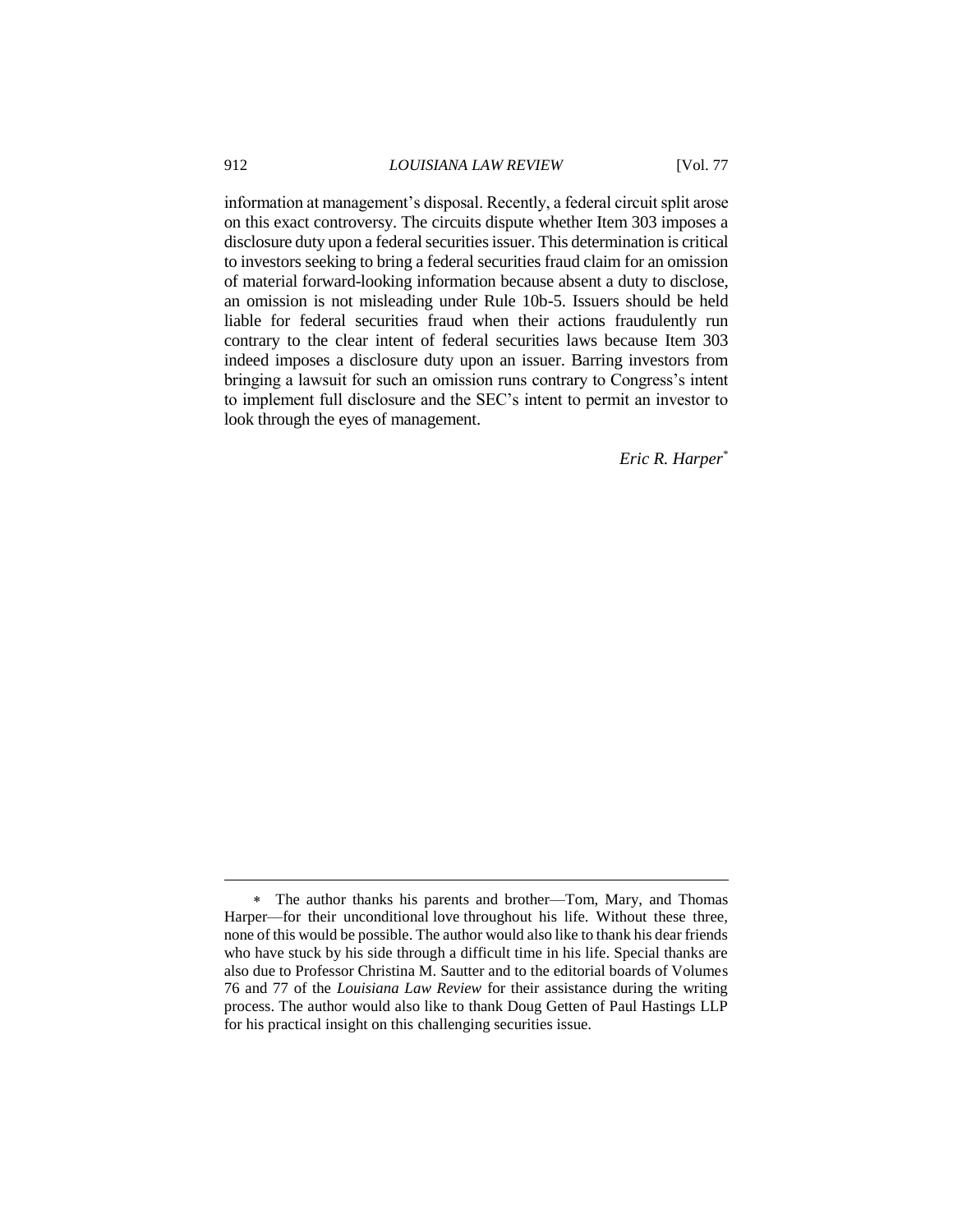information at management's disposal. Recently, a federal circuit split arose on this exact controversy. The circuits dispute whether Item 303 imposes a disclosure duty upon a federal securities issuer. This determination is critical to investors seeking to bring a federal securities fraud claim for an omission of material forward-looking information because absent a duty to disclose, an omission is not misleading under Rule 10b-5. Issuers should be held liable for federal securities fraud when their actions fraudulently run contrary to the clear intent of federal securities laws because Item 303 indeed imposes a disclosure duty upon an issuer. Barring investors from bringing a lawsuit for such an omission runs contrary to Congress's intent to implement full disclosure and the SEC's intent to permit an investor to look through the eyes of management.

*Eric R. Harper*[*]

---

[*] The author thanks his parents and brother—Tom, Mary, and Thomas Harper—for their unconditional love throughout his life. Without these three, none of this would be possible. The author would also like to thank his dear friends who have stuck by his side through a difficult time in his life. Special thanks are also due to Professor Christina M. Sautter and to the editorial boards of Volumes 76 and 77 of the *Louisiana Law Review* for their assistance during the writing process. The author would also like to thank Doug Getten of Paul Hastings LLP for his practical insight on this challenging securities issue.